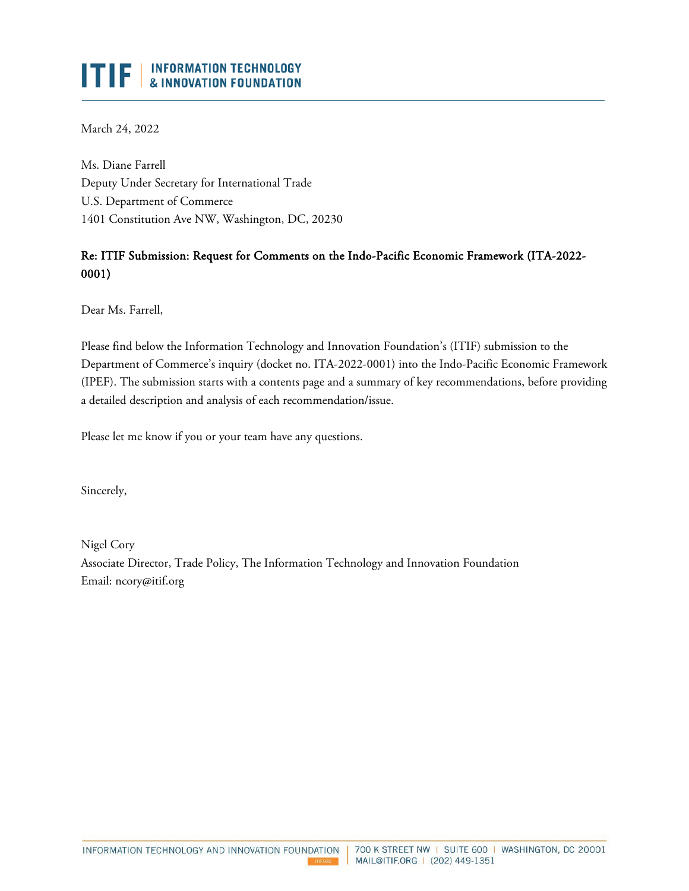March 24, 2022

Ms. Diane Farrell
Deputy Under Secretary for International Trade
U.S. Department of Commerce
1401 Constitution Ave NW, Washington, DC, 20230

**Re: ITIF Submission: Request for Comments on the Indo-Pacific Economic Framework (ITA-2022-0001)**

Dear Ms. Farrell,

Please find below the Information Technology and Innovation Foundation's (ITIF) submission to the Department of Commerce's inquiry (docket no. ITA-2022-0001) into the Indo-Pacific Economic Framework (IPEF). The submission starts with a contents page and a summary of key recommendations, before providing a detailed description and analysis of each recommendation/issue.

Please let me know if you or your team have any questions.

Sincerely,

Nigel Cory
Associate Director, Trade Policy, The Information Technology and Innovation Foundation
Email: ncory@itif.org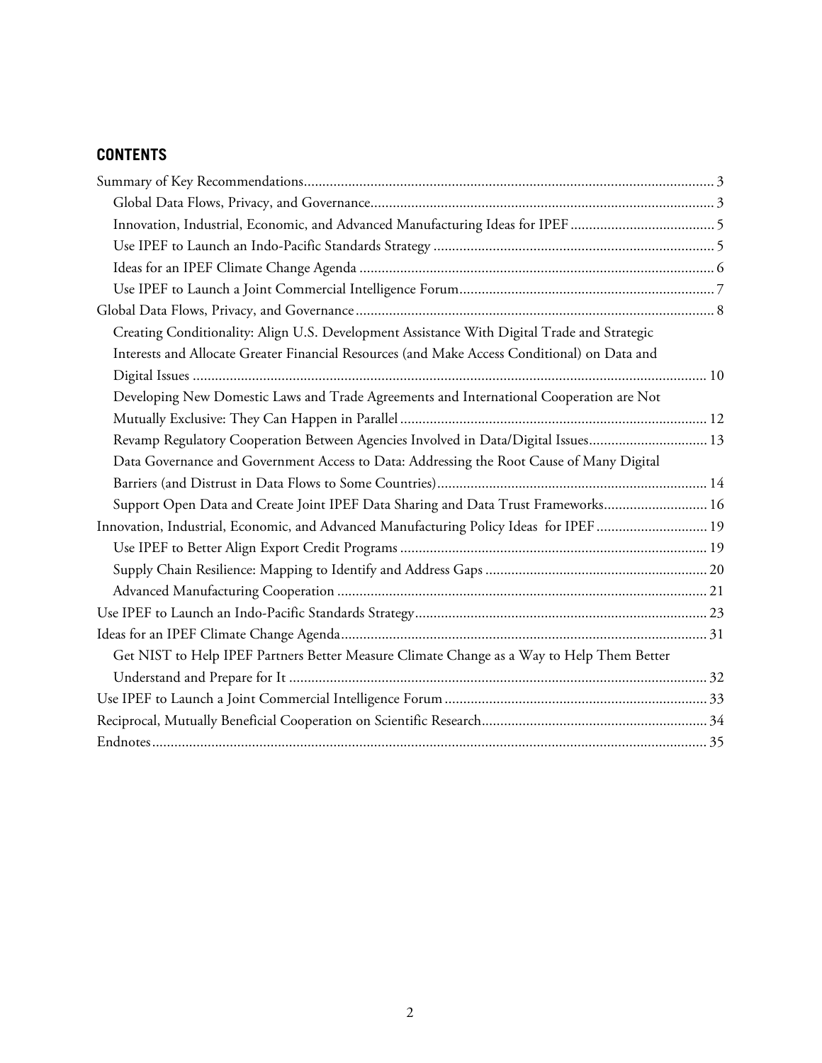## CONTENTS

Summary of Key Recommendations .......... 3

- Global Data Flows, Privacy, and Governance .......... 3
- Innovation, Industrial, Economic, and Advanced Manufacturing Ideas for IPEF .......... 5
- Use IPEF to Launch an Indo-Pacific Standards Strategy .......... 5
- Ideas for an IPEF Climate Change Agenda .......... 6
- Use IPEF to Launch a Joint Commercial Intelligence Forum .......... 7

Global Data Flows, Privacy, and Governance .......... 8

- Creating Conditionality: Align U.S. Development Assistance With Digital Trade and Strategic Interests and Allocate Greater Financial Resources (and Make Access Conditional) on Data and Digital Issues .......... 10
- Developing New Domestic Laws and Trade Agreements and International Cooperation are Not Mutually Exclusive: They Can Happen in Parallel .......... 12
- Revamp Regulatory Cooperation Between Agencies Involved in Data/Digital Issues .......... 13
- Data Governance and Government Access to Data: Addressing the Root Cause of Many Digital Barriers (and Distrust in Data Flows to Some Countries) .......... 14
- Support Open Data and Create Joint IPEF Data Sharing and Data Trust Frameworks .......... 16

Innovation, Industrial, Economic, and Advanced Manufacturing Policy Ideas for IPEF .......... 19

- Use IPEF to Better Align Export Credit Programs .......... 19
- Supply Chain Resilience: Mapping to Identify and Address Gaps .......... 20
- Advanced Manufacturing Cooperation .......... 21

Use IPEF to Launch an Indo-Pacific Standards Strategy .......... 23

Ideas for an IPEF Climate Change Agenda .......... 31

- Get NIST to Help IPEF Partners Better Measure Climate Change as a Way to Help Them Better Understand and Prepare for It .......... 32

Use IPEF to Launch a Joint Commercial Intelligence Forum .......... 33

Reciprocal, Mutually Beneficial Cooperation on Scientific Research .......... 34

Endnotes .......... 35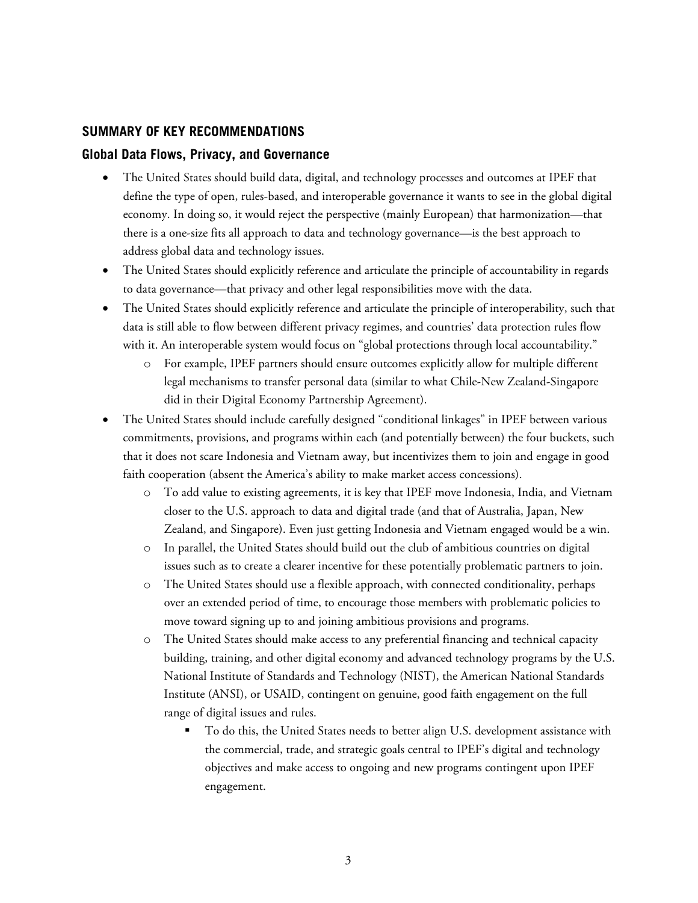## SUMMARY OF KEY RECOMMENDATIONS

### Global Data Flows, Privacy, and Governance

- The United States should build data, digital, and technology processes and outcomes at IPEF that define the type of open, rules-based, and interoperable governance it wants to see in the global digital economy. In doing so, it would reject the perspective (mainly European) that harmonization—that there is a one-size fits all approach to data and technology governance—is the best approach to address global data and technology issues.
- The United States should explicitly reference and articulate the principle of accountability in regards to data governance—that privacy and other legal responsibilities move with the data.
- The United States should explicitly reference and articulate the principle of interoperability, such that data is still able to flow between different privacy regimes, and countries' data protection rules flow with it. An interoperable system would focus on "global protections through local accountability."
    - For example, IPEF partners should ensure outcomes explicitly allow for multiple different legal mechanisms to transfer personal data (similar to what Chile-New Zealand-Singapore did in their Digital Economy Partnership Agreement).
- The United States should include carefully designed "conditional linkages" in IPEF between various commitments, provisions, and programs within each (and potentially between) the four buckets, such that it does not scare Indonesia and Vietnam away, but incentivizes them to join and engage in good faith cooperation (absent the America's ability to make market access concessions).
    - To add value to existing agreements, it is key that IPEF move Indonesia, India, and Vietnam closer to the U.S. approach to data and digital trade (and that of Australia, Japan, New Zealand, and Singapore). Even just getting Indonesia and Vietnam engaged would be a win.
    - In parallel, the United States should build out the club of ambitious countries on digital issues such as to create a clearer incentive for these potentially problematic partners to join.
    - The United States should use a flexible approach, with connected conditionality, perhaps over an extended period of time, to encourage those members with problematic policies to move toward signing up to and joining ambitious provisions and programs.
    - The United States should make access to any preferential financing and technical capacity building, training, and other digital economy and advanced technology programs by the U.S. National Institute of Standards and Technology (NIST), the American National Standards Institute (ANSI), or USAID, contingent on genuine, good faith engagement on the full range of digital issues and rules.
        - To do this, the United States needs to better align U.S. development assistance with the commercial, trade, and strategic goals central to IPEF's digital and technology objectives and make access to ongoing and new programs contingent upon IPEF engagement.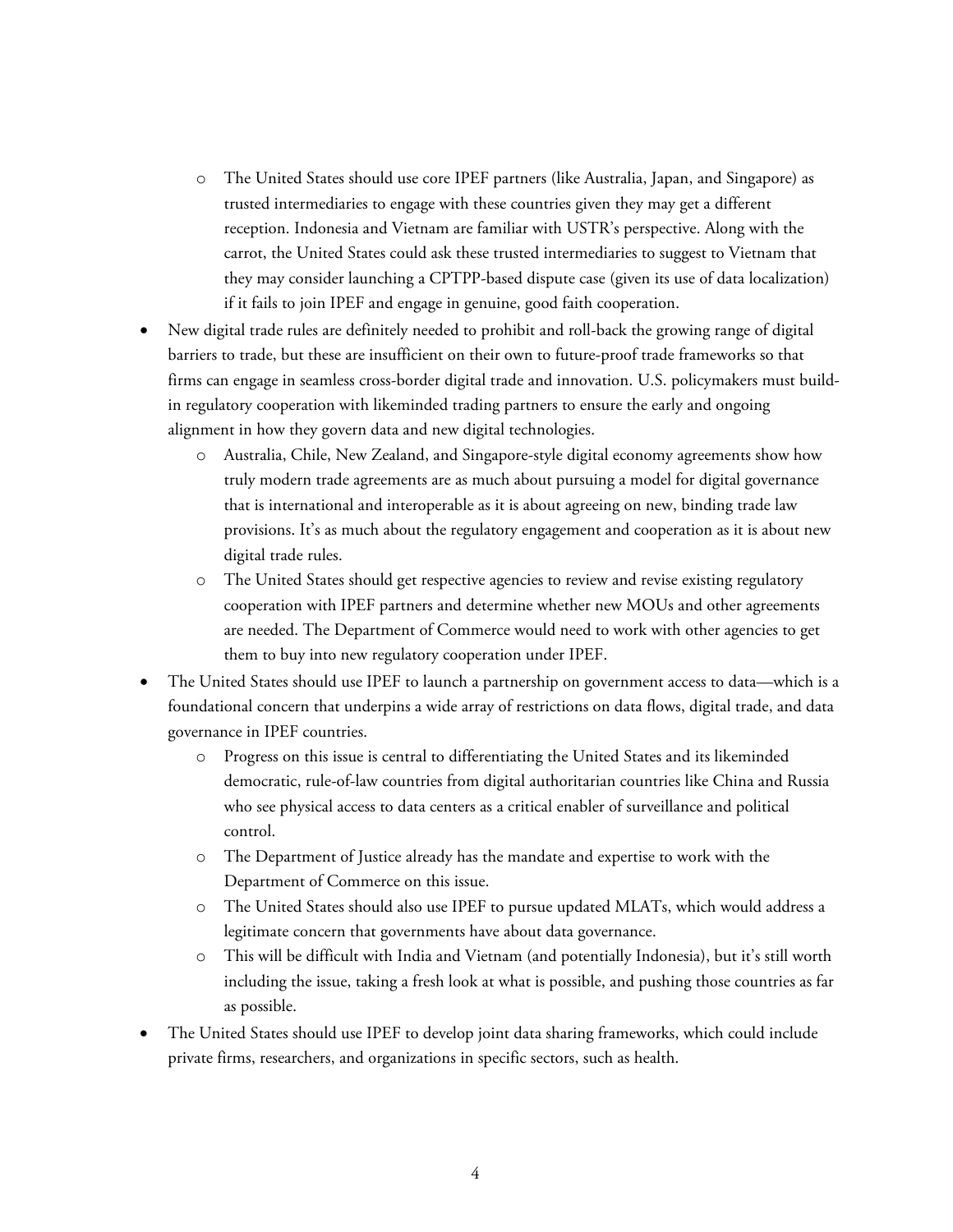- The United States should use core IPEF partners (like Australia, Japan, and Singapore) as trusted intermediaries to engage with these countries given they may get a different reception. Indonesia and Vietnam are familiar with USTR's perspective. Along with the carrot, the United States could ask these trusted intermediaries to suggest to Vietnam that they may consider launching a CPTPP-based dispute case (given its use of data localization) if it fails to join IPEF and engage in genuine, good faith cooperation.

- New digital trade rules are definitely needed to prohibit and roll-back the growing range of digital barriers to trade, but these are insufficient on their own to future-proof trade frameworks so that firms can engage in seamless cross-border digital trade and innovation. U.S. policymakers must build-in regulatory cooperation with likeminded trading partners to ensure the early and ongoing alignment in how they govern data and new digital technologies.
  - Australia, Chile, New Zealand, and Singapore-style digital economy agreements show how truly modern trade agreements are as much about pursuing a model for digital governance that is international and interoperable as it is about agreeing on new, binding trade law provisions. It's as much about the regulatory engagement and cooperation as it is about new digital trade rules.
  - The United States should get respective agencies to review and revise existing regulatory cooperation with IPEF partners and determine whether new MOUs and other agreements are needed. The Department of Commerce would need to work with other agencies to get them to buy into new regulatory cooperation under IPEF.
- The United States should use IPEF to launch a partnership on government access to data—which is a foundational concern that underpins a wide array of restrictions on data flows, digital trade, and data governance in IPEF countries.
  - Progress on this issue is central to differentiating the United States and its likeminded democratic, rule-of-law countries from digital authoritarian countries like China and Russia who see physical access to data centers as a critical enabler of surveillance and political control.
  - The Department of Justice already has the mandate and expertise to work with the Department of Commerce on this issue.
  - The United States should also use IPEF to pursue updated MLATs, which would address a legitimate concern that governments have about data governance.
  - This will be difficult with India and Vietnam (and potentially Indonesia), but it's still worth including the issue, taking a fresh look at what is possible, and pushing those countries as far as possible.
- The United States should use IPEF to develop joint data sharing frameworks, which could include private firms, researchers, and organizations in specific sectors, such as health.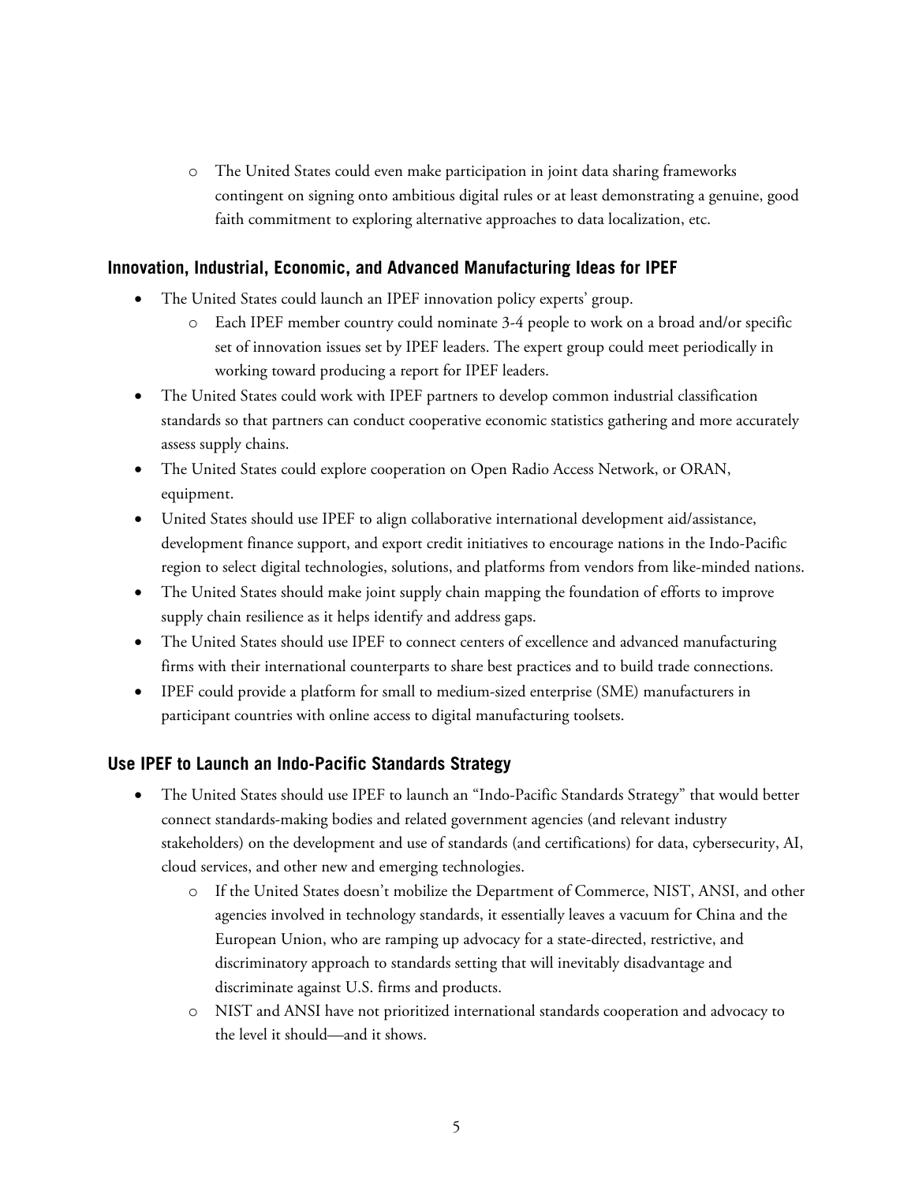- The United States could even make participation in joint data sharing frameworks contingent on signing onto ambitious digital rules or at least demonstrating a genuine, good faith commitment to exploring alternative approaches to data localization, etc.

### Innovation, Industrial, Economic, and Advanced Manufacturing Ideas for IPEF

- The United States could launch an IPEF innovation policy experts' group.
    - Each IPEF member country could nominate 3-4 people to work on a broad and/or specific set of innovation issues set by IPEF leaders. The expert group could meet periodically in working toward producing a report for IPEF leaders.
- The United States could work with IPEF partners to develop common industrial classification standards so that partners can conduct cooperative economic statistics gathering and more accurately assess supply chains.
- The United States could explore cooperation on Open Radio Access Network, or ORAN, equipment.
- United States should use IPEF to align collaborative international development aid/assistance, development finance support, and export credit initiatives to encourage nations in the Indo-Pacific region to select digital technologies, solutions, and platforms from vendors from like-minded nations.
- The United States should make joint supply chain mapping the foundation of efforts to improve supply chain resilience as it helps identify and address gaps.
- The United States should use IPEF to connect centers of excellence and advanced manufacturing firms with their international counterparts to share best practices and to build trade connections.
- IPEF could provide a platform for small to medium-sized enterprise (SME) manufacturers in participant countries with online access to digital manufacturing toolsets.

### Use IPEF to Launch an Indo-Pacific Standards Strategy

- The United States should use IPEF to launch an "Indo-Pacific Standards Strategy" that would better connect standards-making bodies and related government agencies (and relevant industry stakeholders) on the development and use of standards (and certifications) for data, cybersecurity, AI, cloud services, and other new and emerging technologies.
    - If the United States doesn't mobilize the Department of Commerce, NIST, ANSI, and other agencies involved in technology standards, it essentially leaves a vacuum for China and the European Union, who are ramping up advocacy for a state-directed, restrictive, and discriminatory approach to standards setting that will inevitably disadvantage and discriminate against U.S. firms and products.
    - NIST and ANSI have not prioritized international standards cooperation and advocacy to the level it should—and it shows.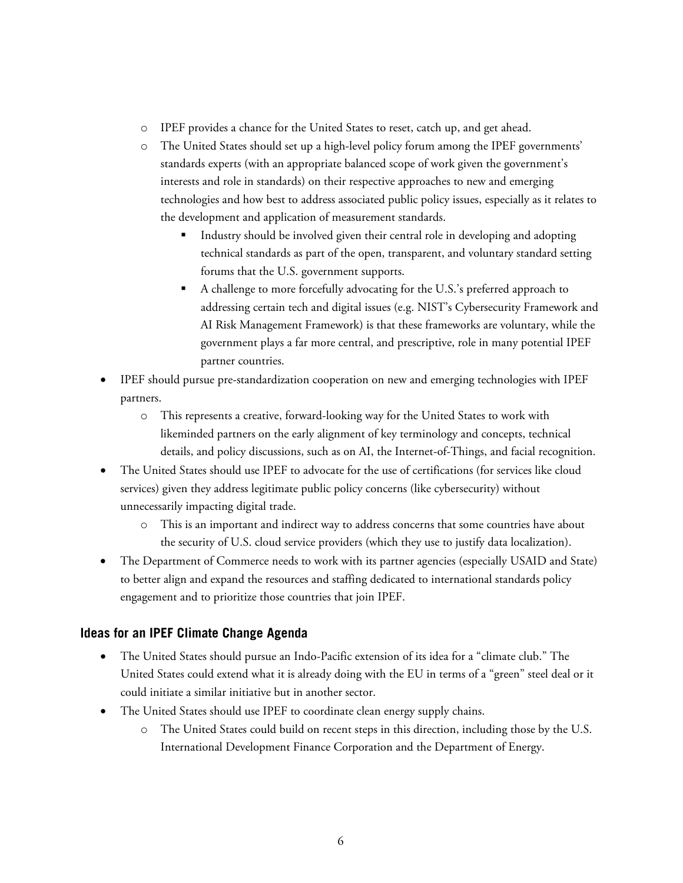- IPEF provides a chance for the United States to reset, catch up, and get ahead.
  - The United States should set up a high-level policy forum among the IPEF governments' standards experts (with an appropriate balanced scope of work given the government's interests and role in standards) on their respective approaches to new and emerging technologies and how best to address associated public policy issues, especially as it relates to the development and application of measurement standards.
    - Industry should be involved given their central role in developing and adopting technical standards as part of the open, transparent, and voluntary standard setting forums that the U.S. government supports.
    - A challenge to more forcefully advocating for the U.S.'s preferred approach to addressing certain tech and digital issues (e.g. NIST's Cybersecurity Framework and AI Risk Management Framework) is that these frameworks are voluntary, while the government plays a far more central, and prescriptive, role in many potential IPEF partner countries.
- IPEF should pursue pre-standardization cooperation on new and emerging technologies with IPEF partners.
  - This represents a creative, forward-looking way for the United States to work with likeminded partners on the early alignment of key terminology and concepts, technical details, and policy discussions, such as on AI, the Internet-of-Things, and facial recognition.
- The United States should use IPEF to advocate for the use of certifications (for services like cloud services) given they address legitimate public policy concerns (like cybersecurity) without unnecessarily impacting digital trade.
  - This is an important and indirect way to address concerns that some countries have about the security of U.S. cloud service providers (which they use to justify data localization).
- The Department of Commerce needs to work with its partner agencies (especially USAID and State) to better align and expand the resources and staffing dedicated to international standards policy engagement and to prioritize those countries that join IPEF.

### Ideas for an IPEF Climate Change Agenda

- The United States should pursue an Indo-Pacific extension of its idea for a "climate club." The United States could extend what it is already doing with the EU in terms of a "green" steel deal or it could initiate a similar initiative but in another sector.
- The United States should use IPEF to coordinate clean energy supply chains.
  - The United States could build on recent steps in this direction, including those by the U.S. International Development Finance Corporation and the Department of Energy.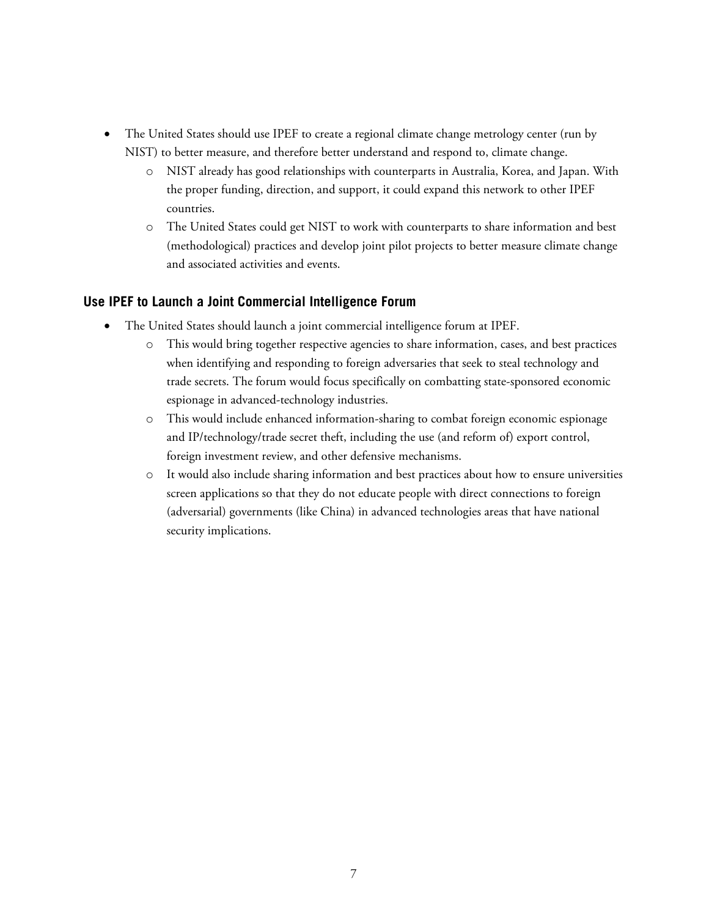- The United States should use IPEF to create a regional climate change metrology center (run by NIST) to better measure, and therefore better understand and respond to, climate change.
    - NIST already has good relationships with counterparts in Australia, Korea, and Japan. With the proper funding, direction, and support, it could expand this network to other IPEF countries.
    - The United States could get NIST to work with counterparts to share information and best (methodological) practices and develop joint pilot projects to better measure climate change and associated activities and events.

### Use IPEF to Launch a Joint Commercial Intelligence Forum

- The United States should launch a joint commercial intelligence forum at IPEF.
    - This would bring together respective agencies to share information, cases, and best practices when identifying and responding to foreign adversaries that seek to steal technology and trade secrets. The forum would focus specifically on combatting state-sponsored economic espionage in advanced-technology industries.
    - This would include enhanced information-sharing to combat foreign economic espionage and IP/technology/trade secret theft, including the use (and reform of) export control, foreign investment review, and other defensive mechanisms.
    - It would also include sharing information and best practices about how to ensure universities screen applications so that they do not educate people with direct connections to foreign (adversarial) governments (like China) in advanced technologies areas that have national security implications.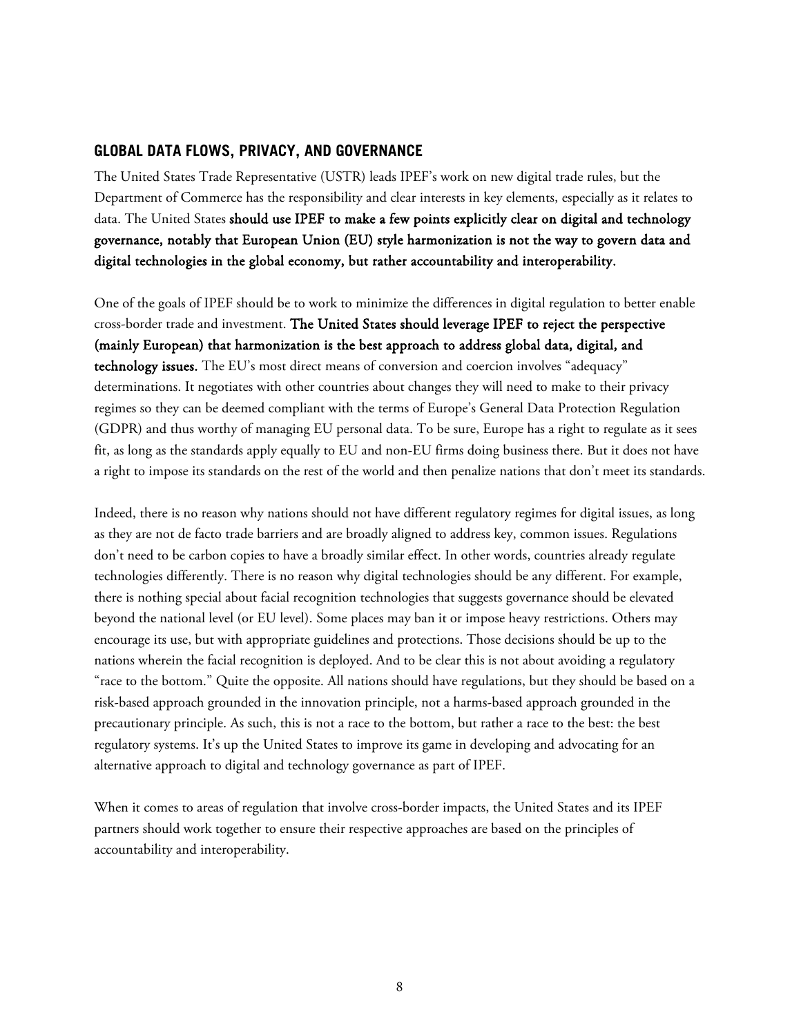## GLOBAL DATA FLOWS, PRIVACY, AND GOVERNANCE

The United States Trade Representative (USTR) leads IPEF's work on new digital trade rules, but the Department of Commerce has the responsibility and clear interests in key elements, especially as it relates to data. The United States **should use IPEF to make a few points explicitly clear on digital and technology governance, notably that European Union (EU) style harmonization is not the way to govern data and digital technologies in the global economy, but rather accountability and interoperability.**

One of the goals of IPEF should be to work to minimize the differences in digital regulation to better enable cross-border trade and investment. **The United States should leverage IPEF to reject the perspective (mainly European) that harmonization is the best approach to address global data, digital, and technology issues.** The EU's most direct means of conversion and coercion involves "adequacy" determinations. It negotiates with other countries about changes they will need to make to their privacy regimes so they can be deemed compliant with the terms of Europe's General Data Protection Regulation (GDPR) and thus worthy of managing EU personal data. To be sure, Europe has a right to regulate as it sees fit, as long as the standards apply equally to EU and non-EU firms doing business there. But it does not have a right to impose its standards on the rest of the world and then penalize nations that don't meet its standards.

Indeed, there is no reason why nations should not have different regulatory regimes for digital issues, as long as they are not de facto trade barriers and are broadly aligned to address key, common issues. Regulations don't need to be carbon copies to have a broadly similar effect. In other words, countries already regulate technologies differently. There is no reason why digital technologies should be any different. For example, there is nothing special about facial recognition technologies that suggests governance should be elevated beyond the national level (or EU level). Some places may ban it or impose heavy restrictions. Others may encourage its use, but with appropriate guidelines and protections. Those decisions should be up to the nations wherein the facial recognition is deployed. And to be clear this is not about avoiding a regulatory "race to the bottom." Quite the opposite. All nations should have regulations, but they should be based on a risk-based approach grounded in the innovation principle, not a harms-based approach grounded in the precautionary principle. As such, this is not a race to the bottom, but rather a race to the best: the best regulatory systems. It's up the United States to improve its game in developing and advocating for an alternative approach to digital and technology governance as part of IPEF.

When it comes to areas of regulation that involve cross-border impacts, the United States and its IPEF partners should work together to ensure their respective approaches are based on the principles of accountability and interoperability.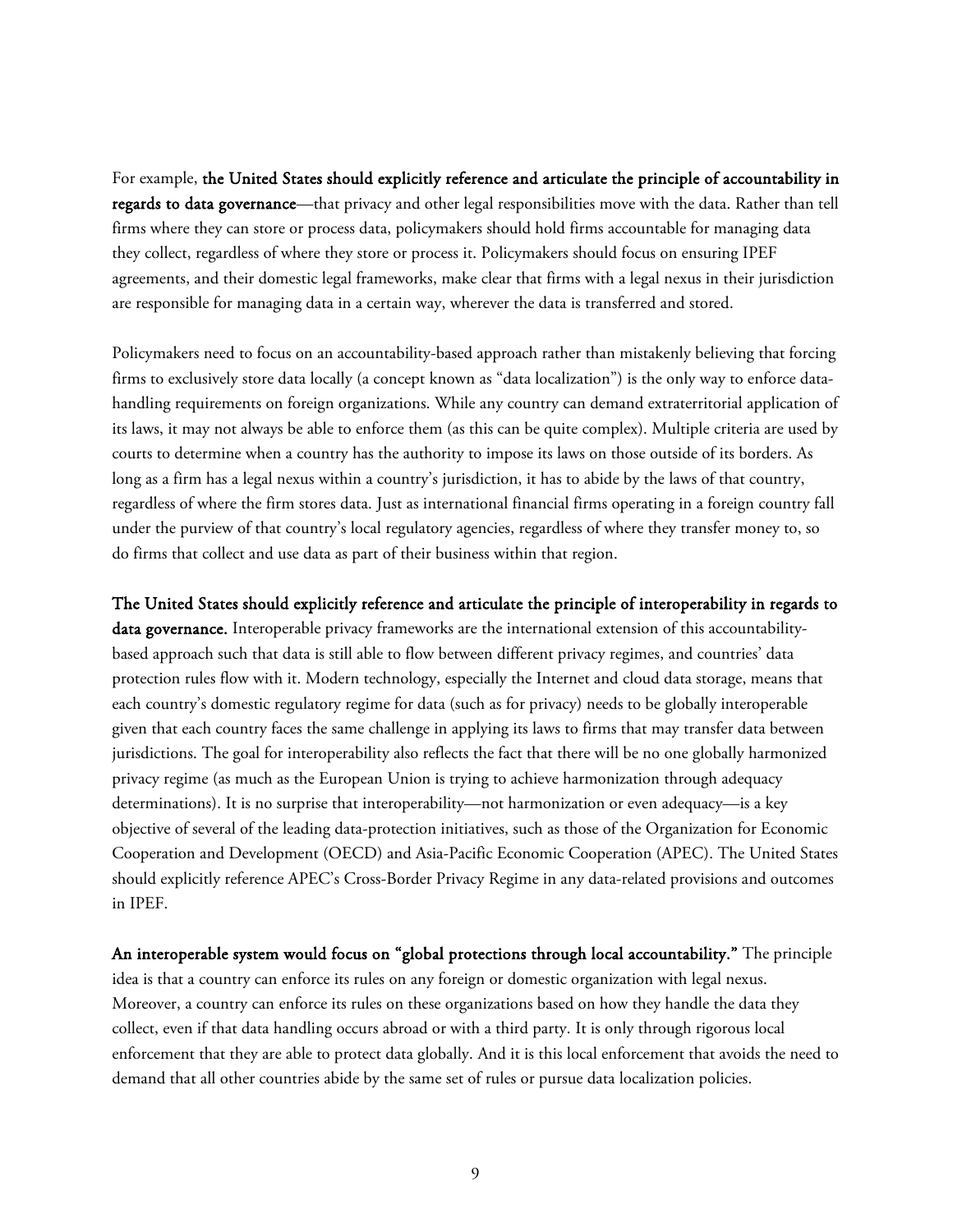For example, **the United States should explicitly reference and articulate the principle of accountability in regards to data governance**—that privacy and other legal responsibilities move with the data. Rather than tell firms where they can store or process data, policymakers should hold firms accountable for managing data they collect, regardless of where they store or process it. Policymakers should focus on ensuring IPEF agreements, and their domestic legal frameworks, make clear that firms with a legal nexus in their jurisdiction are responsible for managing data in a certain way, wherever the data is transferred and stored.

Policymakers need to focus on an accountability-based approach rather than mistakenly believing that forcing firms to exclusively store data locally (a concept known as "data localization") is the only way to enforce data-handling requirements on foreign organizations. While any country can demand extraterritorial application of its laws, it may not always be able to enforce them (as this can be quite complex). Multiple criteria are used by courts to determine when a country has the authority to impose its laws on those outside of its borders. As long as a firm has a legal nexus within a country's jurisdiction, it has to abide by the laws of that country, regardless of where the firm stores data. Just as international financial firms operating in a foreign country fall under the purview of that country's local regulatory agencies, regardless of where they transfer money to, so do firms that collect and use data as part of their business within that region.

**The United States should explicitly reference and articulate the principle of interoperability in regards to data governance.** Interoperable privacy frameworks are the international extension of this accountability-based approach such that data is still able to flow between different privacy regimes, and countries' data protection rules flow with it. Modern technology, especially the Internet and cloud data storage, means that each country's domestic regulatory regime for data (such as for privacy) needs to be globally interoperable given that each country faces the same challenge in applying its laws to firms that may transfer data between jurisdictions. The goal for interoperability also reflects the fact that there will be no one globally harmonized privacy regime (as much as the European Union is trying to achieve harmonization through adequacy determinations). It is no surprise that interoperability—not harmonization or even adequacy—is a key objective of several of the leading data-protection initiatives, such as those of the Organization for Economic Cooperation and Development (OECD) and Asia-Pacific Economic Cooperation (APEC). The United States should explicitly reference APEC's Cross-Border Privacy Regime in any data-related provisions and outcomes in IPEF.

**An interoperable system would focus on "global protections through local accountability."** The principle idea is that a country can enforce its rules on any foreign or domestic organization with legal nexus. Moreover, a country can enforce its rules on these organizations based on how they handle the data they collect, even if that data handling occurs abroad or with a third party. It is only through rigorous local enforcement that they are able to protect data globally. And it is this local enforcement that avoids the need to demand that all other countries abide by the same set of rules or pursue data localization policies.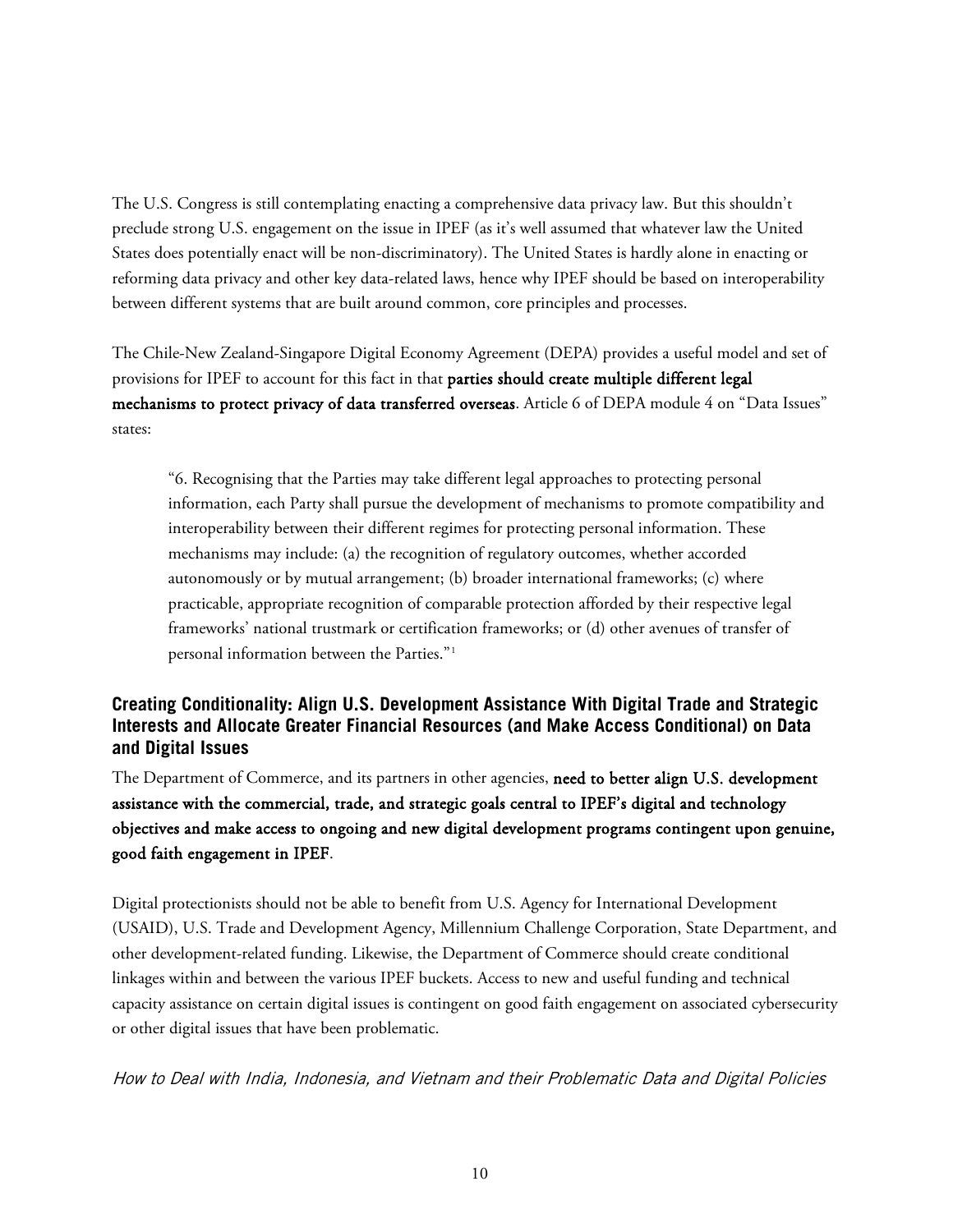The U.S. Congress is still contemplating enacting a comprehensive data privacy law. But this shouldn't preclude strong U.S. engagement on the issue in IPEF (as it's well assumed that whatever law the United States does potentially enact will be non-discriminatory). The United States is hardly alone in enacting or reforming data privacy and other key data-related laws, hence why IPEF should be based on interoperability between different systems that are built around common, core principles and processes.

The Chile-New Zealand-Singapore Digital Economy Agreement (DEPA) provides a useful model and set of provisions for IPEF to account for this fact in that **parties should create multiple different legal mechanisms to protect privacy of data transferred overseas**. Article 6 of DEPA module 4 on "Data Issues" states:

> "6. Recognising that the Parties may take different legal approaches to protecting personal information, each Party shall pursue the development of mechanisms to promote compatibility and interoperability between their different regimes for protecting personal information. These mechanisms may include: (a) the recognition of regulatory outcomes, whether accorded autonomously or by mutual arrangement; (b) broader international frameworks; (c) where practicable, appropriate recognition of comparable protection afforded by their respective legal frameworks' national trustmark or certification frameworks; or (d) other avenues of transfer of personal information between the Parties."[1]

### Creating Conditionality: Align U.S. Development Assistance With Digital Trade and Strategic Interests and Allocate Greater Financial Resources (and Make Access Conditional) on Data and Digital Issues

The Department of Commerce, and its partners in other agencies, **need to better align U.S. development assistance with the commercial, trade, and strategic goals central to IPEF's digital and technology objectives and make access to ongoing and new digital development programs contingent upon genuine, good faith engagement in IPEF**.

Digital protectionists should not be able to benefit from U.S. Agency for International Development (USAID), U.S. Trade and Development Agency, Millennium Challenge Corporation, State Department, and other development-related funding. Likewise, the Department of Commerce should create conditional linkages within and between the various IPEF buckets. Access to new and useful funding and technical capacity assistance on certain digital issues is contingent on good faith engagement on associated cybersecurity or other digital issues that have been problematic.

#### *How to Deal with India, Indonesia, and Vietnam and their Problematic Data and Digital Policies*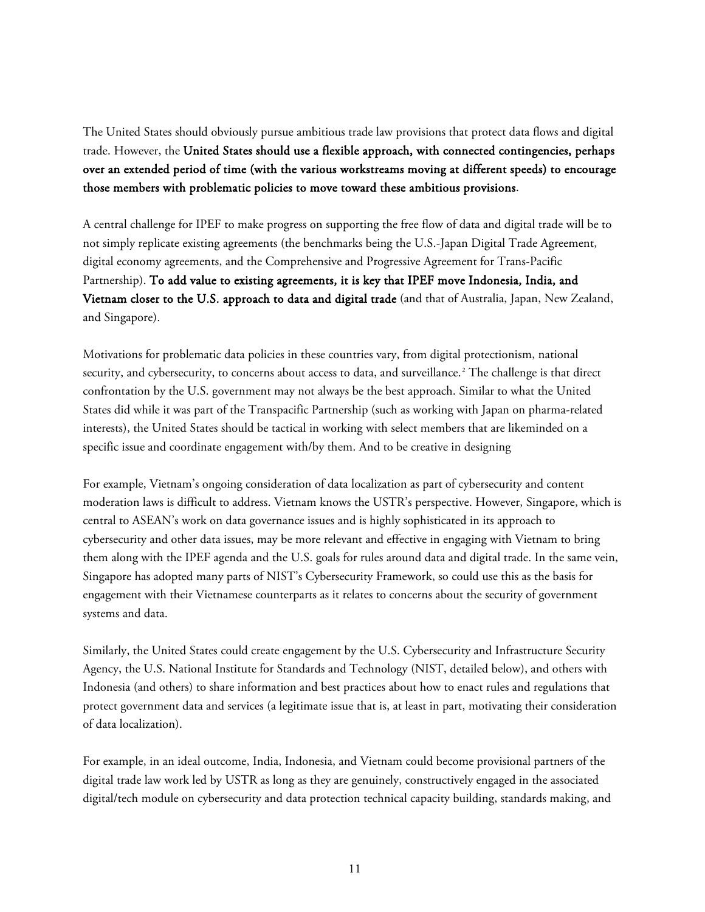The United States should obviously pursue ambitious trade law provisions that protect data flows and digital trade. However, the **United States should use a flexible approach, with connected contingencies, perhaps over an extended period of time (with the various workstreams moving at different speeds) to encourage those members with problematic policies to move toward these ambitious provisions**.

A central challenge for IPEF to make progress on supporting the free flow of data and digital trade will be to not simply replicate existing agreements (the benchmarks being the U.S.-Japan Digital Trade Agreement, digital economy agreements, and the Comprehensive and Progressive Agreement for Trans-Pacific Partnership). **To add value to existing agreements, it is key that IPEF move Indonesia, India, and Vietnam closer to the U.S. approach to data and digital trade** (and that of Australia, Japan, New Zealand, and Singapore).

Motivations for problematic data policies in these countries vary, from digital protectionism, national security, and cybersecurity, to concerns about access to data, and surveillance.[2] The challenge is that direct confrontation by the U.S. government may not always be the best approach. Similar to what the United States did while it was part of the Transpacific Partnership (such as working with Japan on pharma-related interests), the United States should be tactical in working with select members that are likeminded on a specific issue and coordinate engagement with/by them. And to be creative in designing

For example, Vietnam's ongoing consideration of data localization as part of cybersecurity and content moderation laws is difficult to address. Vietnam knows the USTR's perspective. However, Singapore, which is central to ASEAN's work on data governance issues and is highly sophisticated in its approach to cybersecurity and other data issues, may be more relevant and effective in engaging with Vietnam to bring them along with the IPEF agenda and the U.S. goals for rules around data and digital trade. In the same vein, Singapore has adopted many parts of NIST's Cybersecurity Framework, so could use this as the basis for engagement with their Vietnamese counterparts as it relates to concerns about the security of government systems and data.

Similarly, the United States could create engagement by the U.S. Cybersecurity and Infrastructure Security Agency, the U.S. National Institute for Standards and Technology (NIST, detailed below), and others with Indonesia (and others) to share information and best practices about how to enact rules and regulations that protect government data and services (a legitimate issue that is, at least in part, motivating their consideration of data localization).

For example, in an ideal outcome, India, Indonesia, and Vietnam could become provisional partners of the digital trade law work led by USTR as long as they are genuinely, constructively engaged in the associated digital/tech module on cybersecurity and data protection technical capacity building, standards making, and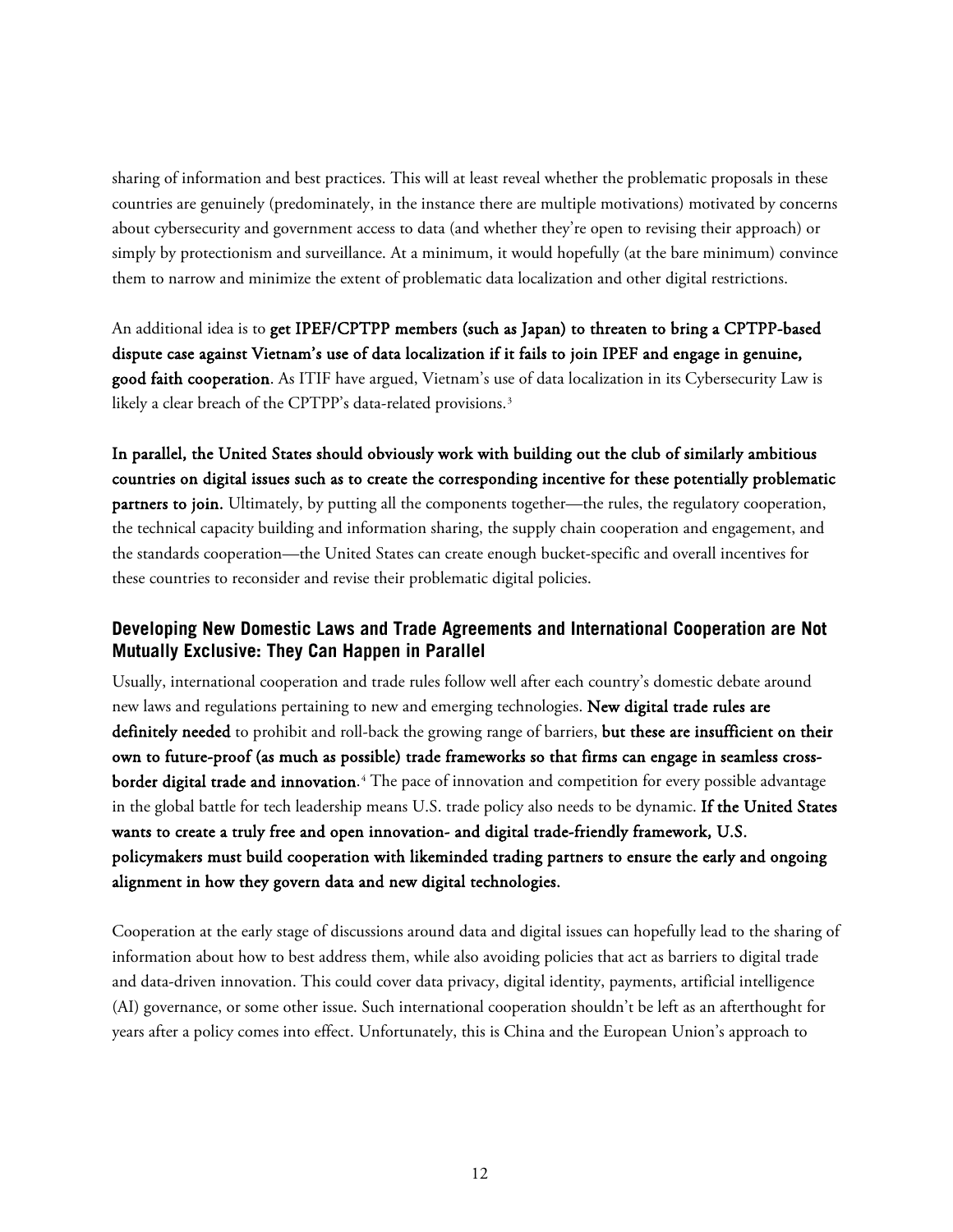sharing of information and best practices. This will at least reveal whether the problematic proposals in these countries are genuinely (predominately, in the instance there are multiple motivations) motivated by concerns about cybersecurity and government access to data (and whether they're open to revising their approach) or simply by protectionism and surveillance. At a minimum, it would hopefully (at the bare minimum) convince them to narrow and minimize the extent of problematic data localization and other digital restrictions.

An additional idea is to **get IPEF/CPTPP members (such as Japan) to threaten to bring a CPTPP-based dispute case against Vietnam's use of data localization if it fails to join IPEF and engage in genuine, good faith cooperation**. As ITIF have argued, Vietnam's use of data localization in its Cybersecurity Law is likely a clear breach of the CPTPP's data-related provisions.[3]

**In parallel, the United States should obviously work with building out the club of similarly ambitious countries on digital issues such as to create the corresponding incentive for these potentially problematic partners to join.** Ultimately, by putting all the components together—the rules, the regulatory cooperation, the technical capacity building and information sharing, the supply chain cooperation and engagement, and the standards cooperation—the United States can create enough bucket-specific and overall incentives for these countries to reconsider and revise their problematic digital policies.

## Developing New Domestic Laws and Trade Agreements and International Cooperation are Not Mutually Exclusive: They Can Happen in Parallel

Usually, international cooperation and trade rules follow well after each country's domestic debate around new laws and regulations pertaining to new and emerging technologies. **New digital trade rules are definitely needed** to prohibit and roll-back the growing range of barriers, **but these are insufficient on their own to future-proof (as much as possible) trade frameworks so that firms can engage in seamless cross-border digital trade and innovation**.[4] The pace of innovation and competition for every possible advantage in the global battle for tech leadership means U.S. trade policy also needs to be dynamic. **If the United States wants to create a truly free and open innovation- and digital trade-friendly framework, U.S. policymakers must build cooperation with likeminded trading partners to ensure the early and ongoing alignment in how they govern data and new digital technologies.**

Cooperation at the early stage of discussions around data and digital issues can hopefully lead to the sharing of information about how to best address them, while also avoiding policies that act as barriers to digital trade and data-driven innovation. This could cover data privacy, digital identity, payments, artificial intelligence (AI) governance, or some other issue. Such international cooperation shouldn't be left as an afterthought for years after a policy comes into effect. Unfortunately, this is China and the European Union's approach to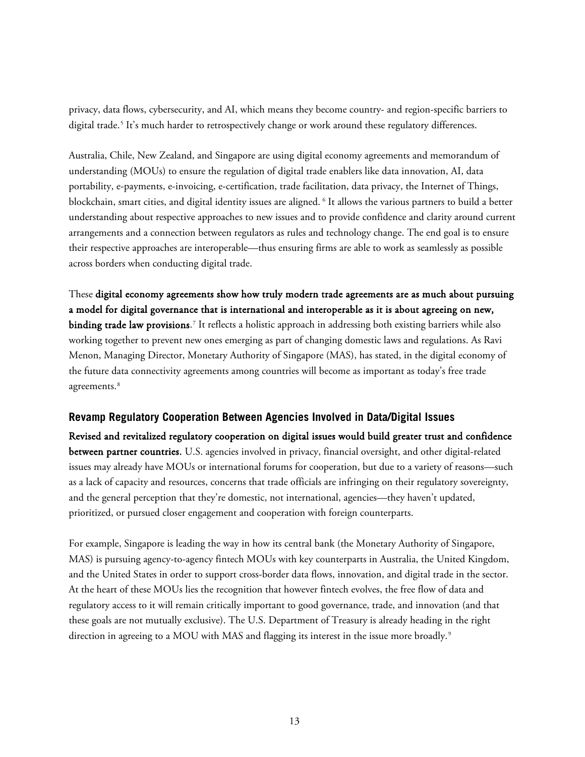privacy, data flows, cybersecurity, and AI, which means they become country- and region-specific barriers to digital trade.[5] It's much harder to retrospectively change or work around these regulatory differences.

Australia, Chile, New Zealand, and Singapore are using digital economy agreements and memorandum of understanding (MOUs) to ensure the regulation of digital trade enablers like data innovation, AI, data portability, e-payments, e-invoicing, e-certification, trade facilitation, data privacy, the Internet of Things, blockchain, smart cities, and digital identity issues are aligned. [6] It allows the various partners to build a better understanding about respective approaches to new issues and to provide confidence and clarity around current arrangements and a connection between regulators as rules and technology change. The end goal is to ensure their respective approaches are interoperable—thus ensuring firms are able to work as seamlessly as possible across borders when conducting digital trade.

These **digital economy agreements show how truly modern trade agreements are as much about pursuing a model for digital governance that is international and interoperable as it is about agreeing on new, binding trade law provisions**.[7] It reflects a holistic approach in addressing both existing barriers while also working together to prevent new ones emerging as part of changing domestic laws and regulations. As Ravi Menon, Managing Director, Monetary Authority of Singapore (MAS), has stated, in the digital economy of the future data connectivity agreements among countries will become as important as today's free trade agreements.[8]

### Revamp Regulatory Cooperation Between Agencies Involved in Data/Digital Issues

**Revised and revitalized regulatory cooperation on digital issues would build greater trust and confidence between partner countries.** U.S. agencies involved in privacy, financial oversight, and other digital-related issues may already have MOUs or international forums for cooperation, but due to a variety of reasons—such as a lack of capacity and resources, concerns that trade officials are infringing on their regulatory sovereignty, and the general perception that they're domestic, not international, agencies—they haven't updated, prioritized, or pursued closer engagement and cooperation with foreign counterparts.

For example, Singapore is leading the way in how its central bank (the Monetary Authority of Singapore, MAS) is pursuing agency-to-agency fintech MOUs with key counterparts in Australia, the United Kingdom, and the United States in order to support cross-border data flows, innovation, and digital trade in the sector. At the heart of these MOUs lies the recognition that however fintech evolves, the free flow of data and regulatory access to it will remain critically important to good governance, trade, and innovation (and that these goals are not mutually exclusive). The U.S. Department of Treasury is already heading in the right direction in agreeing to a MOU with MAS and flagging its interest in the issue more broadly.[9]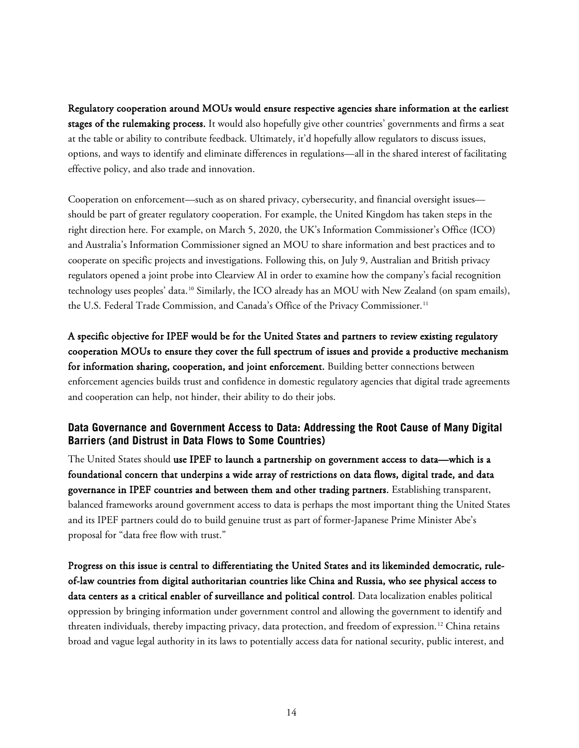**Regulatory cooperation around MOUs would ensure respective agencies share information at the earliest stages of the rulemaking process.** It would also hopefully give other countries' governments and firms a seat at the table or ability to contribute feedback. Ultimately, it'd hopefully allow regulators to discuss issues, options, and ways to identify and eliminate differences in regulations—all in the shared interest of facilitating effective policy, and also trade and innovation.

Cooperation on enforcement—such as on shared privacy, cybersecurity, and financial oversight issues—should be part of greater regulatory cooperation. For example, the United Kingdom has taken steps in the right direction here. For example, on March 5, 2020, the UK's Information Commissioner's Office (ICO) and Australia's Information Commissioner signed an MOU to share information and best practices and to cooperate on specific projects and investigations. Following this, on July 9, Australian and British privacy regulators opened a joint probe into Clearview AI in order to examine how the company's facial recognition technology uses peoples' data.[10] Similarly, the ICO already has an MOU with New Zealand (on spam emails), the U.S. Federal Trade Commission, and Canada's Office of the Privacy Commissioner.[11]

**A specific objective for IPEF would be for the United States and partners to review existing regulatory cooperation MOUs to ensure they cover the full spectrum of issues and provide a productive mechanism for information sharing, cooperation, and joint enforcement.** Building better connections between enforcement agencies builds trust and confidence in domestic regulatory agencies that digital trade agreements and cooperation can help, not hinder, their ability to do their jobs.

## Data Governance and Government Access to Data: Addressing the Root Cause of Many Digital Barriers (and Distrust in Data Flows to Some Countries)

The United States should **use IPEF to launch a partnership on government access to data—which is a foundational concern that underpins a wide array of restrictions on data flows, digital trade, and data governance in IPEF countries and between them and other trading partners.** Establishing transparent, balanced frameworks around government access to data is perhaps the most important thing the United States and its IPEF partners could do to build genuine trust as part of former-Japanese Prime Minister Abe's proposal for "data free flow with trust."

**Progress on this issue is central to differentiating the United States and its likeminded democratic, rule-of-law countries from digital authoritarian countries like China and Russia, who see physical access to data centers as a critical enabler of surveillance and political control**. Data localization enables political oppression by bringing information under government control and allowing the government to identify and threaten individuals, thereby impacting privacy, data protection, and freedom of expression.[12] China retains broad and vague legal authority in its laws to potentially access data for national security, public interest, and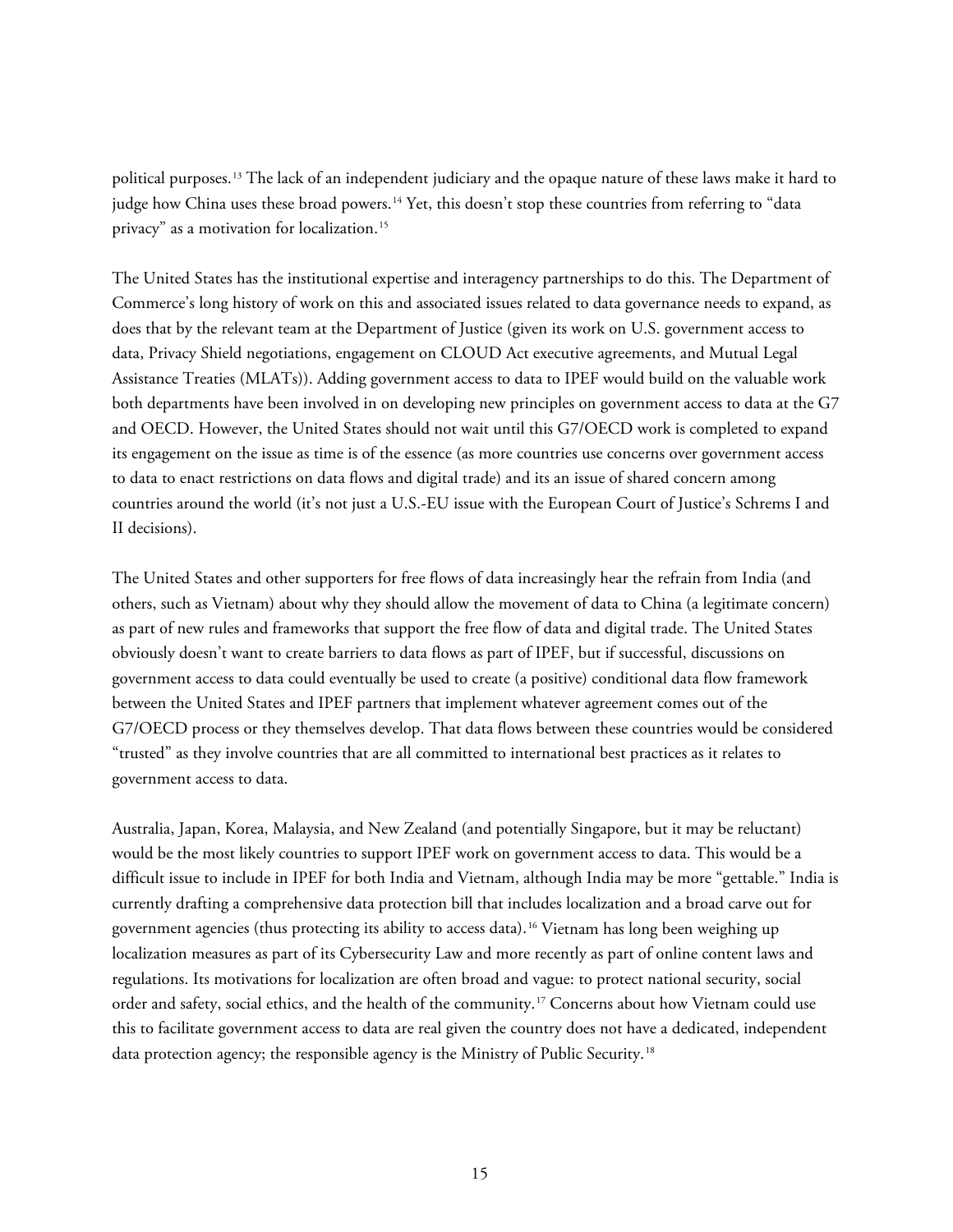political purposes.[13] The lack of an independent judiciary and the opaque nature of these laws make it hard to judge how China uses these broad powers.[14] Yet, this doesn't stop these countries from referring to "data privacy" as a motivation for localization.[15]

The United States has the institutional expertise and interagency partnerships to do this. The Department of Commerce's long history of work on this and associated issues related to data governance needs to expand, as does that by the relevant team at the Department of Justice (given its work on U.S. government access to data, Privacy Shield negotiations, engagement on CLOUD Act executive agreements, and Mutual Legal Assistance Treaties (MLATs)). Adding government access to data to IPEF would build on the valuable work both departments have been involved in on developing new principles on government access to data at the G7 and OECD. However, the United States should not wait until this G7/OECD work is completed to expand its engagement on the issue as time is of the essence (as more countries use concerns over government access to data to enact restrictions on data flows and digital trade) and its an issue of shared concern among countries around the world (it's not just a U.S.-EU issue with the European Court of Justice's Schrems I and II decisions).

The United States and other supporters for free flows of data increasingly hear the refrain from India (and others, such as Vietnam) about why they should allow the movement of data to China (a legitimate concern) as part of new rules and frameworks that support the free flow of data and digital trade. The United States obviously doesn't want to create barriers to data flows as part of IPEF, but if successful, discussions on government access to data could eventually be used to create (a positive) conditional data flow framework between the United States and IPEF partners that implement whatever agreement comes out of the G7/OECD process or they themselves develop. That data flows between these countries would be considered "trusted" as they involve countries that are all committed to international best practices as it relates to government access to data.

Australia, Japan, Korea, Malaysia, and New Zealand (and potentially Singapore, but it may be reluctant) would be the most likely countries to support IPEF work on government access to data. This would be a difficult issue to include in IPEF for both India and Vietnam, although India may be more "gettable." India is currently drafting a comprehensive data protection bill that includes localization and a broad carve out for government agencies (thus protecting its ability to access data).[16] Vietnam has long been weighing up localization measures as part of its Cybersecurity Law and more recently as part of online content laws and regulations. Its motivations for localization are often broad and vague: to protect national security, social order and safety, social ethics, and the health of the community.[17] Concerns about how Vietnam could use this to facilitate government access to data are real given the country does not have a dedicated, independent data protection agency; the responsible agency is the Ministry of Public Security.[18]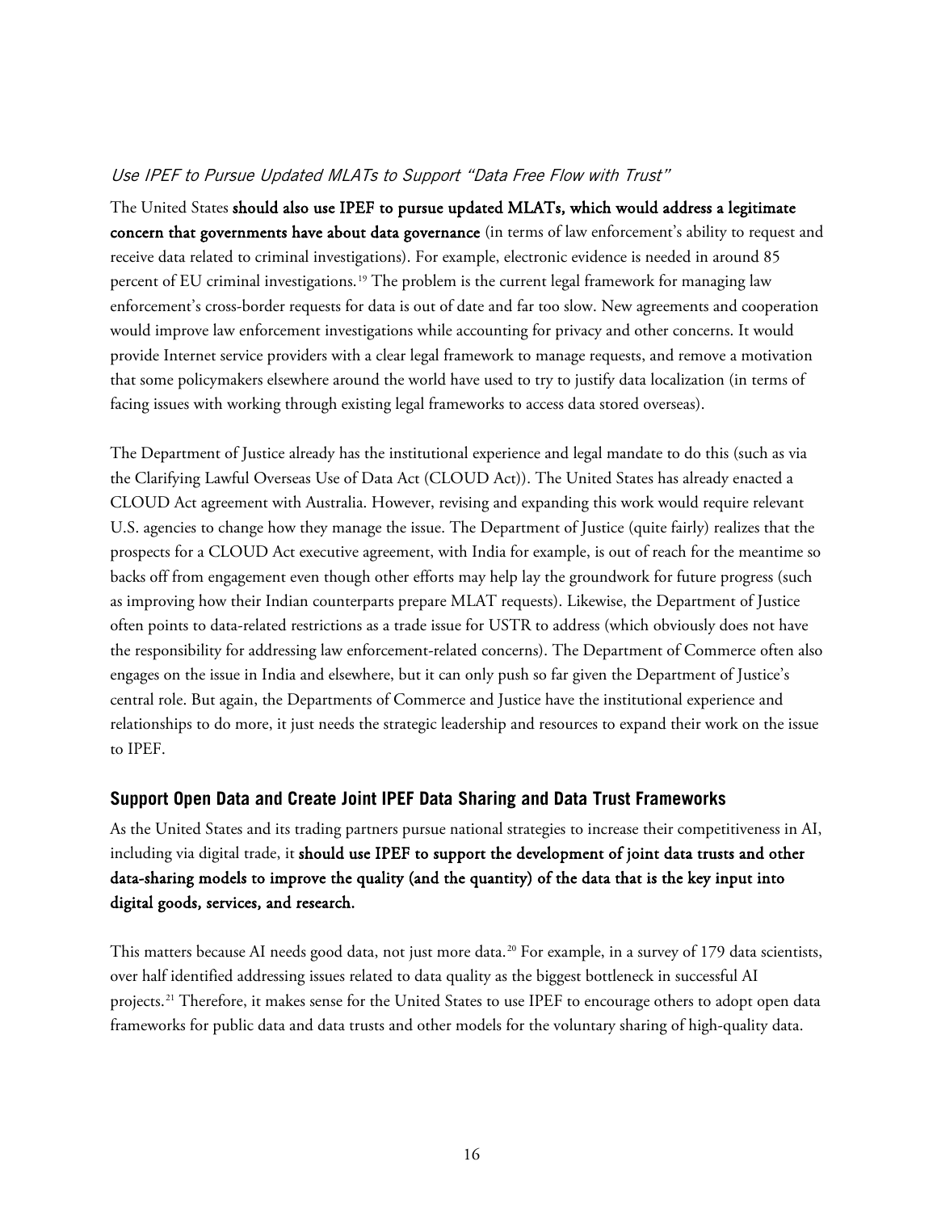### *Use IPEF to Pursue Updated MLATs to Support "Data Free Flow with Trust"*

The United States **should also use IPEF to pursue updated MLATs, which would address a legitimate concern that governments have about data governance** (in terms of law enforcement's ability to request and receive data related to criminal investigations). For example, electronic evidence is needed in around 85 percent of EU criminal investigations.[19] The problem is the current legal framework for managing law enforcement's cross-border requests for data is out of date and far too slow. New agreements and cooperation would improve law enforcement investigations while accounting for privacy and other concerns. It would provide Internet service providers with a clear legal framework to manage requests, and remove a motivation that some policymakers elsewhere around the world have used to try to justify data localization (in terms of facing issues with working through existing legal frameworks to access data stored overseas).

The Department of Justice already has the institutional experience and legal mandate to do this (such as via the Clarifying Lawful Overseas Use of Data Act (CLOUD Act)). The United States has already enacted a CLOUD Act agreement with Australia. However, revising and expanding this work would require relevant U.S. agencies to change how they manage the issue. The Department of Justice (quite fairly) realizes that the prospects for a CLOUD Act executive agreement, with India for example, is out of reach for the meantime so backs off from engagement even though other efforts may help lay the groundwork for future progress (such as improving how their Indian counterparts prepare MLAT requests). Likewise, the Department of Justice often points to data-related restrictions as a trade issue for USTR to address (which obviously does not have the responsibility for addressing law enforcement-related concerns). The Department of Commerce often also engages on the issue in India and elsewhere, but it can only push so far given the Department of Justice's central role. But again, the Departments of Commerce and Justice have the institutional experience and relationships to do more, it just needs the strategic leadership and resources to expand their work on the issue to IPEF.

## Support Open Data and Create Joint IPEF Data Sharing and Data Trust Frameworks

As the United States and its trading partners pursue national strategies to increase their competitiveness in AI, including via digital trade, it **should use IPEF to support the development of joint data trusts and other data-sharing models to improve the quality (and the quantity) of the data that is the key input into digital goods, services, and research.**

This matters because AI needs good data, not just more data.[20] For example, in a survey of 179 data scientists, over half identified addressing issues related to data quality as the biggest bottleneck in successful AI projects.[21] Therefore, it makes sense for the United States to use IPEF to encourage others to adopt open data frameworks for public data and data trusts and other models for the voluntary sharing of high-quality data.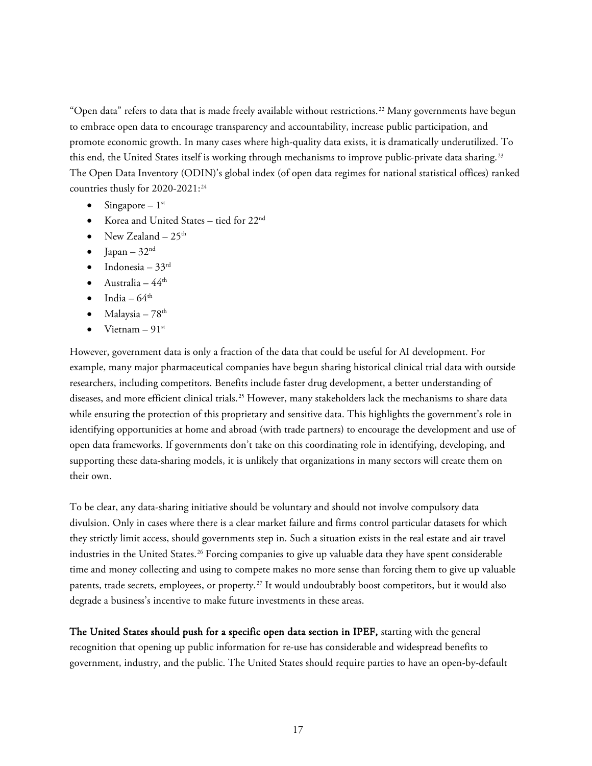"Open data" refers to data that is made freely available without restrictions.[22] Many governments have begun to embrace open data to encourage transparency and accountability, increase public participation, and promote economic growth. In many cases where high-quality data exists, it is dramatically underutilized. To this end, the United States itself is working through mechanisms to improve public-private data sharing.[23] The Open Data Inventory (ODIN)'s global index (of open data regimes for national statistical offices) ranked countries thusly for 2020-2021:[24]

- Singapore – 1st
- Korea and United States – tied for 22nd
- New Zealand – 25th
- Japan – 32nd
- Indonesia – 33rd
- Australia – 44th
- India – 64th
- Malaysia – 78th
- Vietnam – 91st

However, government data is only a fraction of the data that could be useful for AI development. For example, many major pharmaceutical companies have begun sharing historical clinical trial data with outside researchers, including competitors. Benefits include faster drug development, a better understanding of diseases, and more efficient clinical trials.[25] However, many stakeholders lack the mechanisms to share data while ensuring the protection of this proprietary and sensitive data. This highlights the government's role in identifying opportunities at home and abroad (with trade partners) to encourage the development and use of open data frameworks. If governments don't take on this coordinating role in identifying, developing, and supporting these data-sharing models, it is unlikely that organizations in many sectors will create them on their own.

To be clear, any data-sharing initiative should be voluntary and should not involve compulsory data divulsion. Only in cases where there is a clear market failure and firms control particular datasets for which they strictly limit access, should governments step in. Such a situation exists in the real estate and air travel industries in the United States.[26] Forcing companies to give up valuable data they have spent considerable time and money collecting and using to compete makes no more sense than forcing them to give up valuable patents, trade secrets, employees, or property.[27] It would undoubtably boost competitors, but it would also degrade a business's incentive to make future investments in these areas.

**The United States should push for a specific open data section in IPEF,** starting with the general recognition that opening up public information for re-use has considerable and widespread benefits to government, industry, and the public. The United States should require parties to have an open-by-default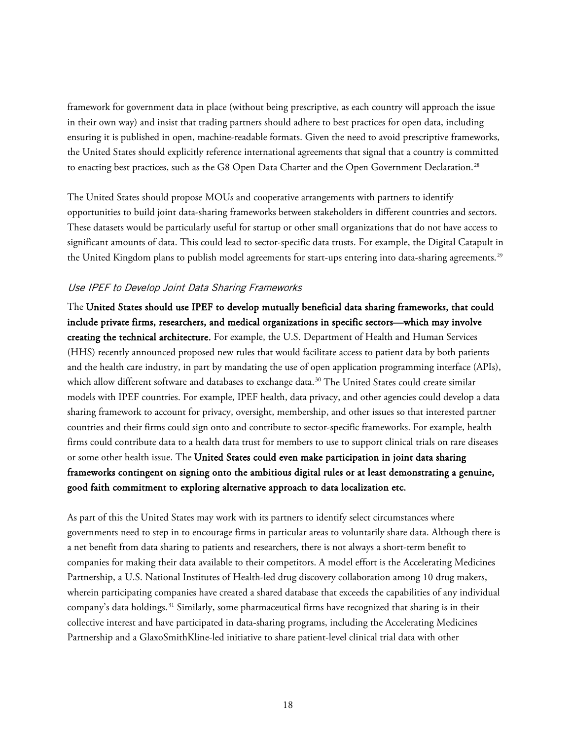framework for government data in place (without being prescriptive, as each country will approach the issue in their own way) and insist that trading partners should adhere to best practices for open data, including ensuring it is published in open, machine-readable formats. Given the need to avoid prescriptive frameworks, the United States should explicitly reference international agreements that signal that a country is committed to enacting best practices, such as the G8 Open Data Charter and the Open Government Declaration.[28]

The United States should propose MOUs and cooperative arrangements with partners to identify opportunities to build joint data-sharing frameworks between stakeholders in different countries and sectors. These datasets would be particularly useful for startup or other small organizations that do not have access to significant amounts of data. This could lead to sector-specific data trusts. For example, the Digital Catapult in the United Kingdom plans to publish model agreements for start-ups entering into data-sharing agreements.[29]

### *Use IPEF to Develop Joint Data Sharing Frameworks*

The **United States should use IPEF to develop mutually beneficial data sharing frameworks, that could include private firms, researchers, and medical organizations in specific sectors—which may involve creating the technical architecture.** For example, the U.S. Department of Health and Human Services (HHS) recently announced proposed new rules that would facilitate access to patient data by both patients and the health care industry, in part by mandating the use of open application programming interface (APIs), which allow different software and databases to exchange data.[30] The United States could create similar models with IPEF countries. For example, IPEF health, data privacy, and other agencies could develop a data sharing framework to account for privacy, oversight, membership, and other issues so that interested partner countries and their firms could sign onto and contribute to sector-specific frameworks. For example, health firms could contribute data to a health data trust for members to use to support clinical trials on rare diseases or some other health issue. The **United States could even make participation in joint data sharing frameworks contingent on signing onto the ambitious digital rules or at least demonstrating a genuine, good faith commitment to exploring alternative approach to data localization etc.**

As part of this the United States may work with its partners to identify select circumstances where governments need to step in to encourage firms in particular areas to voluntarily share data. Although there is a net benefit from data sharing to patients and researchers, there is not always a short-term benefit to companies for making their data available to their competitors. A model effort is the Accelerating Medicines Partnership, a U.S. National Institutes of Health-led drug discovery collaboration among 10 drug makers, wherein participating companies have created a shared database that exceeds the capabilities of any individual company's data holdings.[31] Similarly, some pharmaceutical firms have recognized that sharing is in their collective interest and have participated in data-sharing programs, including the Accelerating Medicines Partnership and a GlaxoSmithKline-led initiative to share patient-level clinical trial data with other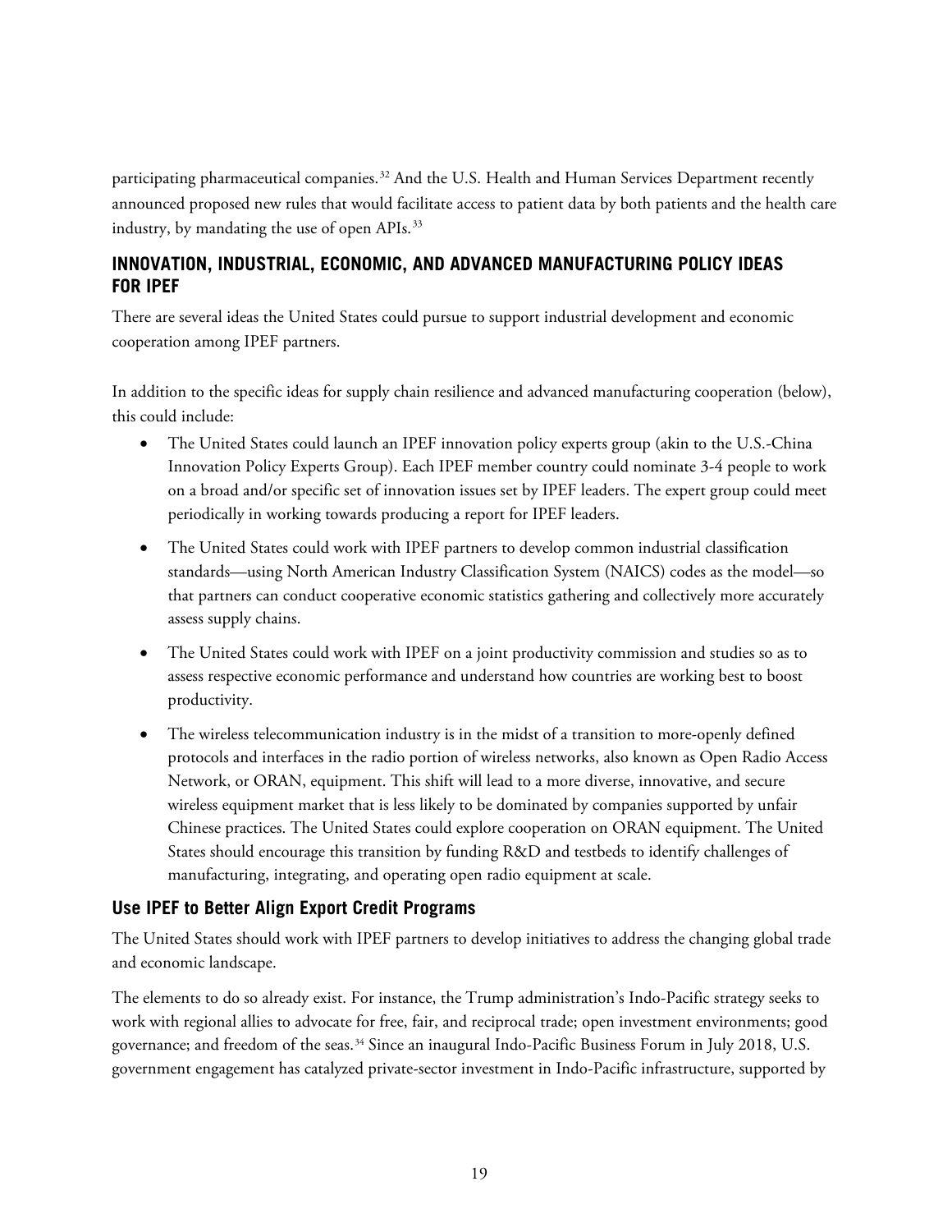participating pharmaceutical companies.[32] And the U.S. Health and Human Services Department recently announced proposed new rules that would facilitate access to patient data by both patients and the health care industry, by mandating the use of open APIs.[33]

## INNOVATION, INDUSTRIAL, ECONOMIC, AND ADVANCED MANUFACTURING POLICY IDEAS FOR IPEF

There are several ideas the United States could pursue to support industrial development and economic cooperation among IPEF partners.

In addition to the specific ideas for supply chain resilience and advanced manufacturing cooperation (below), this could include:

- The United States could launch an IPEF innovation policy experts group (akin to the U.S.-China Innovation Policy Experts Group). Each IPEF member country could nominate 3-4 people to work on a broad and/or specific set of innovation issues set by IPEF leaders. The expert group could meet periodically in working towards producing a report for IPEF leaders.
- The United States could work with IPEF partners to develop common industrial classification standards—using North American Industry Classification System (NAICS) codes as the model—so that partners can conduct cooperative economic statistics gathering and collectively more accurately assess supply chains.
- The United States could work with IPEF on a joint productivity commission and studies so as to assess respective economic performance and understand how countries are working best to boost productivity.
- The wireless telecommunication industry is in the midst of a transition to more-openly defined protocols and interfaces in the radio portion of wireless networks, also known as Open Radio Access Network, or ORAN, equipment. This shift will lead to a more diverse, innovative, and secure wireless equipment market that is less likely to be dominated by companies supported by unfair Chinese practices. The United States could explore cooperation on ORAN equipment. The United States should encourage this transition by funding R&D and testbeds to identify challenges of manufacturing, integrating, and operating open radio equipment at scale.

### Use IPEF to Better Align Export Credit Programs

The United States should work with IPEF partners to develop initiatives to address the changing global trade and economic landscape.

The elements to do so already exist. For instance, the Trump administration's Indo-Pacific strategy seeks to work with regional allies to advocate for free, fair, and reciprocal trade; open investment environments; good governance; and freedom of the seas.[34] Since an inaugural Indo-Pacific Business Forum in July 2018, U.S. government engagement has catalyzed private-sector investment in Indo-Pacific infrastructure, supported by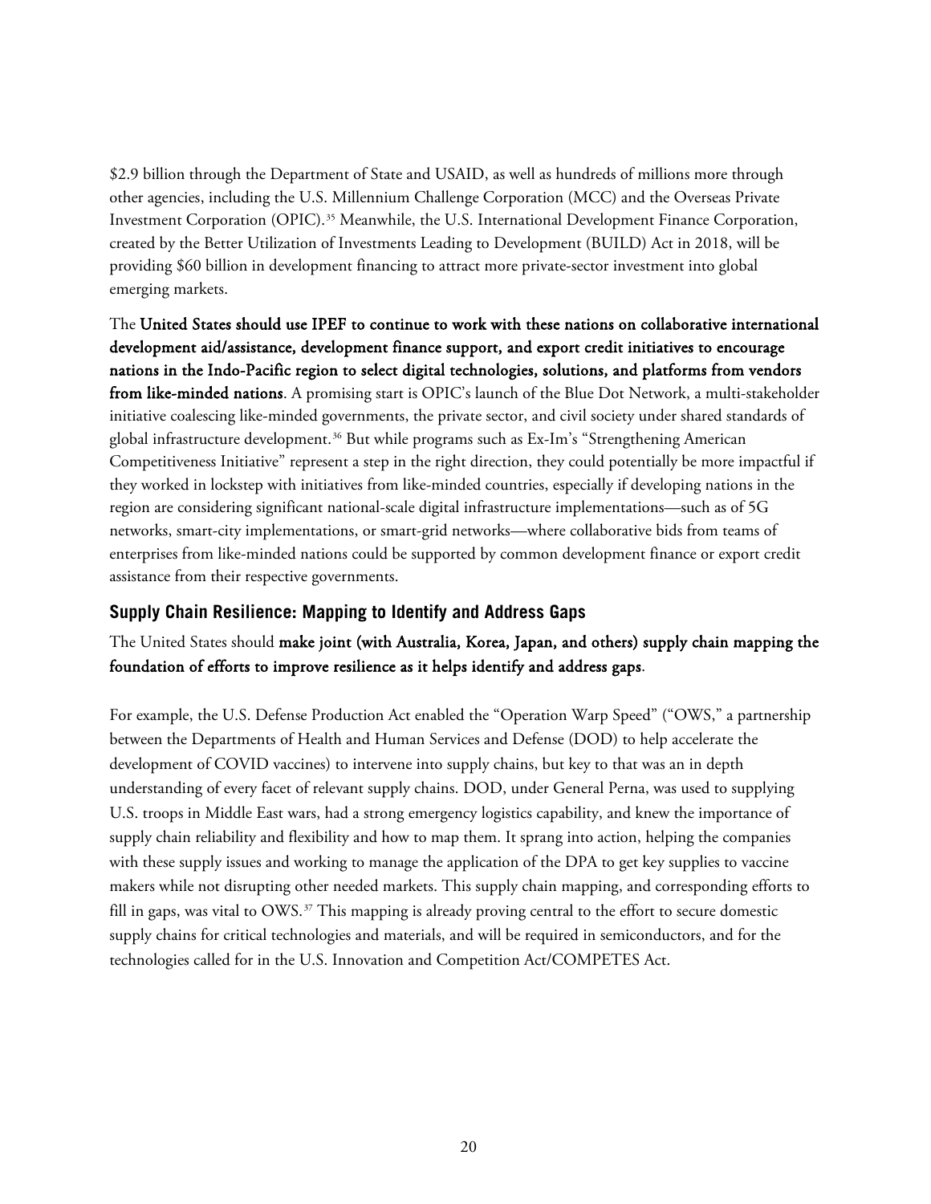$2.9 billion through the Department of State and USAID, as well as hundreds of millions more through other agencies, including the U.S. Millennium Challenge Corporation (MCC) and the Overseas Private Investment Corporation (OPIC).[35] Meanwhile, the U.S. International Development Finance Corporation, created by the Better Utilization of Investments Leading to Development (BUILD) Act in 2018, will be providing $60 billion in development financing to attract more private-sector investment into global emerging markets.

The **United States should use IPEF to continue to work with these nations on collaborative international development aid/assistance, development finance support, and export credit initiatives to encourage nations in the Indo-Pacific region to select digital technologies, solutions, and platforms from vendors from like-minded nations**. A promising start is OPIC's launch of the Blue Dot Network, a multi-stakeholder initiative coalescing like-minded governments, the private sector, and civil society under shared standards of global infrastructure development.[36] But while programs such as Ex-Im's "Strengthening American Competitiveness Initiative" represent a step in the right direction, they could potentially be more impactful if they worked in lockstep with initiatives from like-minded countries, especially if developing nations in the region are considering significant national-scale digital infrastructure implementations—such as of 5G networks, smart-city implementations, or smart-grid networks—where collaborative bids from teams of enterprises from like-minded nations could be supported by common development finance or export credit assistance from their respective governments.

### Supply Chain Resilience: Mapping to Identify and Address Gaps

The United States should **make joint (with Australia, Korea, Japan, and others) supply chain mapping the foundation of efforts to improve resilience as it helps identify and address gaps**.

For example, the U.S. Defense Production Act enabled the "Operation Warp Speed" ("OWS," a partnership between the Departments of Health and Human Services and Defense (DOD) to help accelerate the development of COVID vaccines) to intervene into supply chains, but key to that was an in depth understanding of every facet of relevant supply chains. DOD, under General Perna, was used to supplying U.S. troops in Middle East wars, had a strong emergency logistics capability, and knew the importance of supply chain reliability and flexibility and how to map them. It sprang into action, helping the companies with these supply issues and working to manage the application of the DPA to get key supplies to vaccine makers while not disrupting other needed markets. This supply chain mapping, and corresponding efforts to fill in gaps, was vital to OWS.[37] This mapping is already proving central to the effort to secure domestic supply chains for critical technologies and materials, and will be required in semiconductors, and for the technologies called for in the U.S. Innovation and Competition Act/COMPETES Act.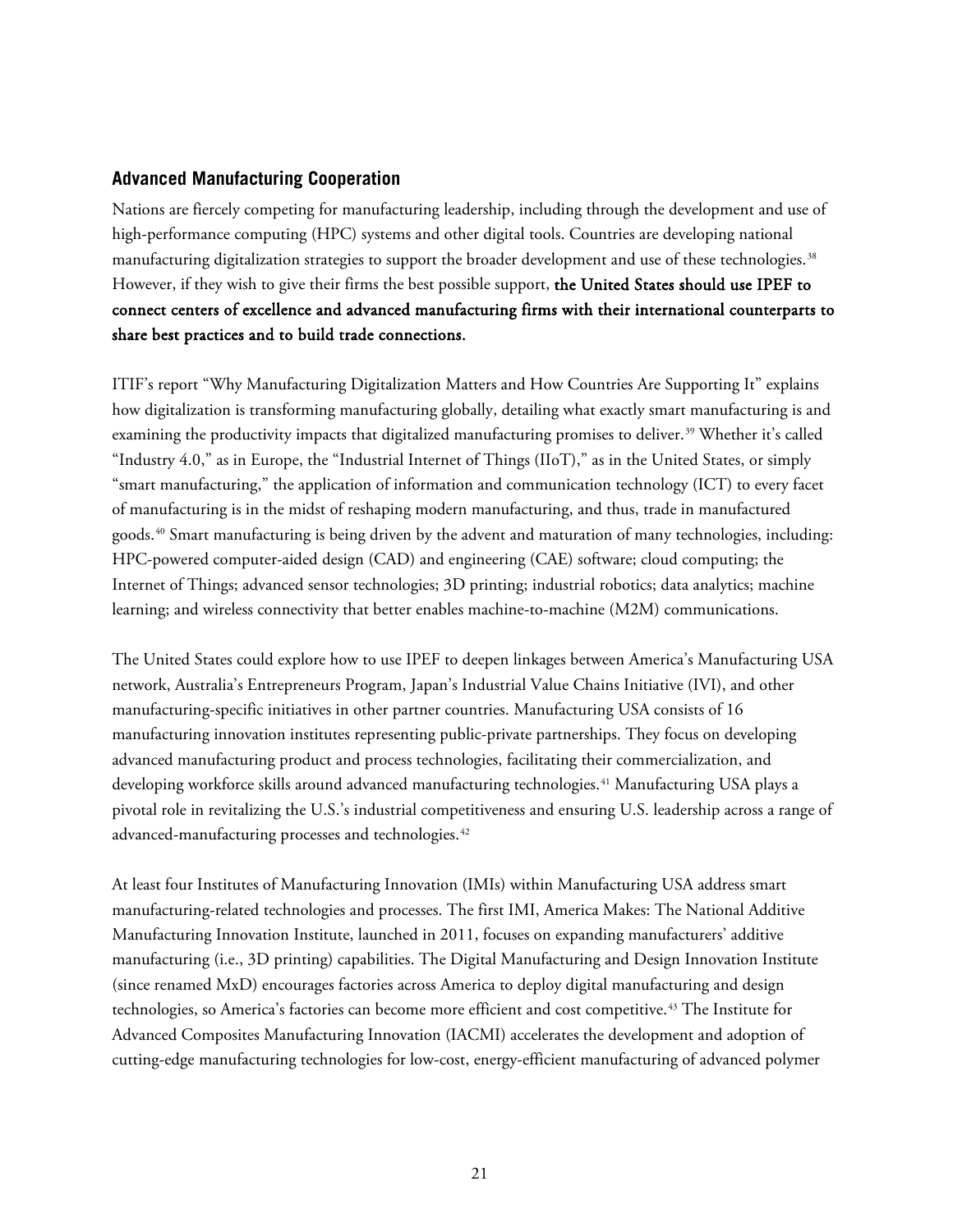## Advanced Manufacturing Cooperation

Nations are fiercely competing for manufacturing leadership, including through the development and use of high-performance computing (HPC) systems and other digital tools. Countries are developing national manufacturing digitalization strategies to support the broader development and use of these technologies.[38] However, if they wish to give their firms the best possible support, **the United States should use IPEF to connect centers of excellence and advanced manufacturing firms with their international counterparts to share best practices and to build trade connections.**

ITIF's report "Why Manufacturing Digitalization Matters and How Countries Are Supporting It" explains how digitalization is transforming manufacturing globally, detailing what exactly smart manufacturing is and examining the productivity impacts that digitalized manufacturing promises to deliver.[39] Whether it's called "Industry 4.0," as in Europe, the "Industrial Internet of Things (IIoT)," as in the United States, or simply "smart manufacturing," the application of information and communication technology (ICT) to every facet of manufacturing is in the midst of reshaping modern manufacturing, and thus, trade in manufactured goods.[40] Smart manufacturing is being driven by the advent and maturation of many technologies, including: HPC-powered computer-aided design (CAD) and engineering (CAE) software; cloud computing; the Internet of Things; advanced sensor technologies; 3D printing; industrial robotics; data analytics; machine learning; and wireless connectivity that better enables machine-to-machine (M2M) communications.

The United States could explore how to use IPEF to deepen linkages between America's Manufacturing USA network, Australia's Entrepreneurs Program, Japan's Industrial Value Chains Initiative (IVI), and other manufacturing-specific initiatives in other partner countries. Manufacturing USA consists of 16 manufacturing innovation institutes representing public-private partnerships. They focus on developing advanced manufacturing product and process technologies, facilitating their commercialization, and developing workforce skills around advanced manufacturing technologies.[41] Manufacturing USA plays a pivotal role in revitalizing the U.S.'s industrial competitiveness and ensuring U.S. leadership across a range of advanced-manufacturing processes and technologies.[42]

At least four Institutes of Manufacturing Innovation (IMIs) within Manufacturing USA address smart manufacturing-related technologies and processes. The first IMI, America Makes: The National Additive Manufacturing Innovation Institute, launched in 2011, focuses on expanding manufacturers' additive manufacturing (i.e., 3D printing) capabilities. The Digital Manufacturing and Design Innovation Institute (since renamed MxD) encourages factories across America to deploy digital manufacturing and design technologies, so America's factories can become more efficient and cost competitive.[43] The Institute for Advanced Composites Manufacturing Innovation (IACMI) accelerates the development and adoption of cutting-edge manufacturing technologies for low-cost, energy-efficient manufacturing of advanced polymer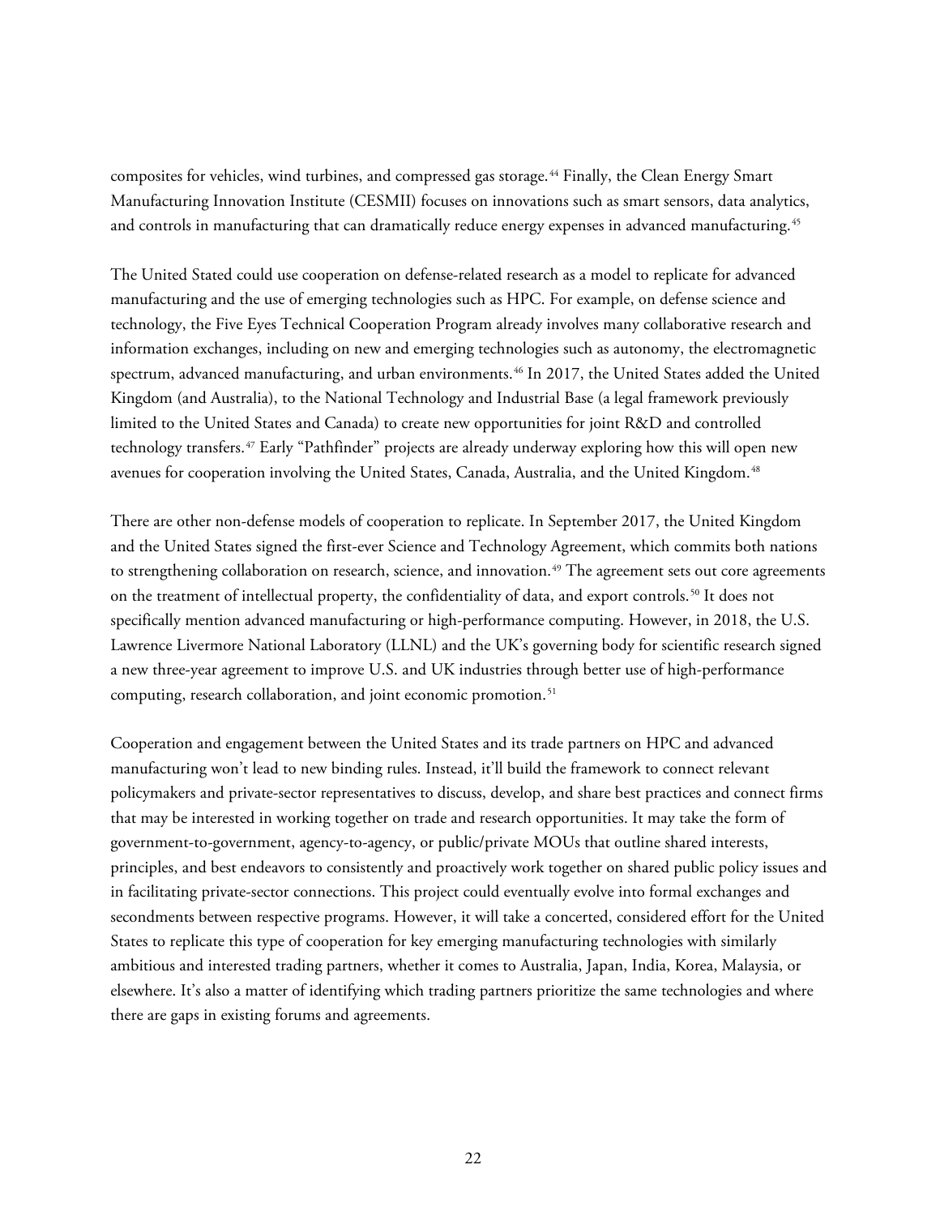composites for vehicles, wind turbines, and compressed gas storage.[44] Finally, the Clean Energy Smart Manufacturing Innovation Institute (CESMII) focuses on innovations such as smart sensors, data analytics, and controls in manufacturing that can dramatically reduce energy expenses in advanced manufacturing.[45]

The United Stated could use cooperation on defense-related research as a model to replicate for advanced manufacturing and the use of emerging technologies such as HPC. For example, on defense science and technology, the Five Eyes Technical Cooperation Program already involves many collaborative research and information exchanges, including on new and emerging technologies such as autonomy, the electromagnetic spectrum, advanced manufacturing, and urban environments.[46] In 2017, the United States added the United Kingdom (and Australia), to the National Technology and Industrial Base (a legal framework previously limited to the United States and Canada) to create new opportunities for joint R&D and controlled technology transfers.[47] Early "Pathfinder" projects are already underway exploring how this will open new avenues for cooperation involving the United States, Canada, Australia, and the United Kingdom.[48]

There are other non-defense models of cooperation to replicate. In September 2017, the United Kingdom and the United States signed the first-ever Science and Technology Agreement, which commits both nations to strengthening collaboration on research, science, and innovation.[49] The agreement sets out core agreements on the treatment of intellectual property, the confidentiality of data, and export controls.[50] It does not specifically mention advanced manufacturing or high-performance computing. However, in 2018, the U.S. Lawrence Livermore National Laboratory (LLNL) and the UK's governing body for scientific research signed a new three-year agreement to improve U.S. and UK industries through better use of high-performance computing, research collaboration, and joint economic promotion.[51]

Cooperation and engagement between the United States and its trade partners on HPC and advanced manufacturing won't lead to new binding rules. Instead, it'll build the framework to connect relevant policymakers and private-sector representatives to discuss, develop, and share best practices and connect firms that may be interested in working together on trade and research opportunities. It may take the form of government-to-government, agency-to-agency, or public/private MOUs that outline shared interests, principles, and best endeavors to consistently and proactively work together on shared public policy issues and in facilitating private-sector connections. This project could eventually evolve into formal exchanges and secondments between respective programs. However, it will take a concerted, considered effort for the United States to replicate this type of cooperation for key emerging manufacturing technologies with similarly ambitious and interested trading partners, whether it comes to Australia, Japan, India, Korea, Malaysia, or elsewhere. It's also a matter of identifying which trading partners prioritize the same technologies and where there are gaps in existing forums and agreements.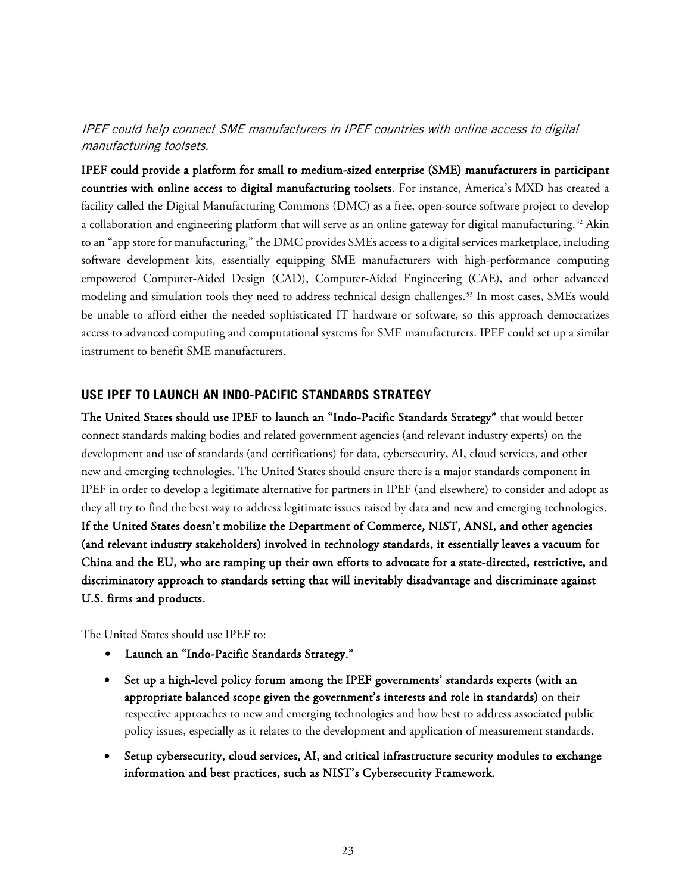*IPEF could help connect SME manufacturers in IPEF countries with online access to digital manufacturing toolsets.*

**IPEF could provide a platform for small to medium-sized enterprise (SME) manufacturers in participant countries with online access to digital manufacturing toolsets**. For instance, America's MXD has created a facility called the Digital Manufacturing Commons (DMC) as a free, open-source software project to develop a collaboration and engineering platform that will serve as an online gateway for digital manufacturing.[52] Akin to an "app store for manufacturing," the DMC provides SMEs access to a digital services marketplace, including software development kits, essentially equipping SME manufacturers with high-performance computing empowered Computer-Aided Design (CAD), Computer-Aided Engineering (CAE), and other advanced modeling and simulation tools they need to address technical design challenges.[53] In most cases, SMEs would be unable to afford either the needed sophisticated IT hardware or software, so this approach democratizes access to advanced computing and computational systems for SME manufacturers. IPEF could set up a similar instrument to benefit SME manufacturers.

## USE IPEF TO LAUNCH AN INDO-PACIFIC STANDARDS STRATEGY

**The United States should use IPEF to launch an "Indo-Pacific Standards Strategy"** that would better connect standards making bodies and related government agencies (and relevant industry experts) on the development and use of standards (and certifications) for data, cybersecurity, AI, cloud services, and other new and emerging technologies. The United States should ensure there is a major standards component in IPEF in order to develop a legitimate alternative for partners in IPEF (and elsewhere) to consider and adopt as they all try to find the best way to address legitimate issues raised by data and new and emerging technologies. **If the United States doesn't mobilize the Department of Commerce, NIST, ANSI, and other agencies (and relevant industry stakeholders) involved in technology standards, it essentially leaves a vacuum for China and the EU, who are ramping up their own efforts to advocate for a state-directed, restrictive, and discriminatory approach to standards setting that will inevitably disadvantage and discriminate against U.S. firms and products.**

The United States should use IPEF to:

- **Launch an "Indo-Pacific Standards Strategy."**
- **Set up a high-level policy forum among the IPEF governments' standards experts (with an appropriate balanced scope given the government's interests and role in standards)** on their respective approaches to new and emerging technologies and how best to address associated public policy issues, especially as it relates to the development and application of measurement standards.
- **Setup cybersecurity, cloud services, AI, and critical infrastructure security modules to exchange information and best practices, such as NIST's Cybersecurity Framework.**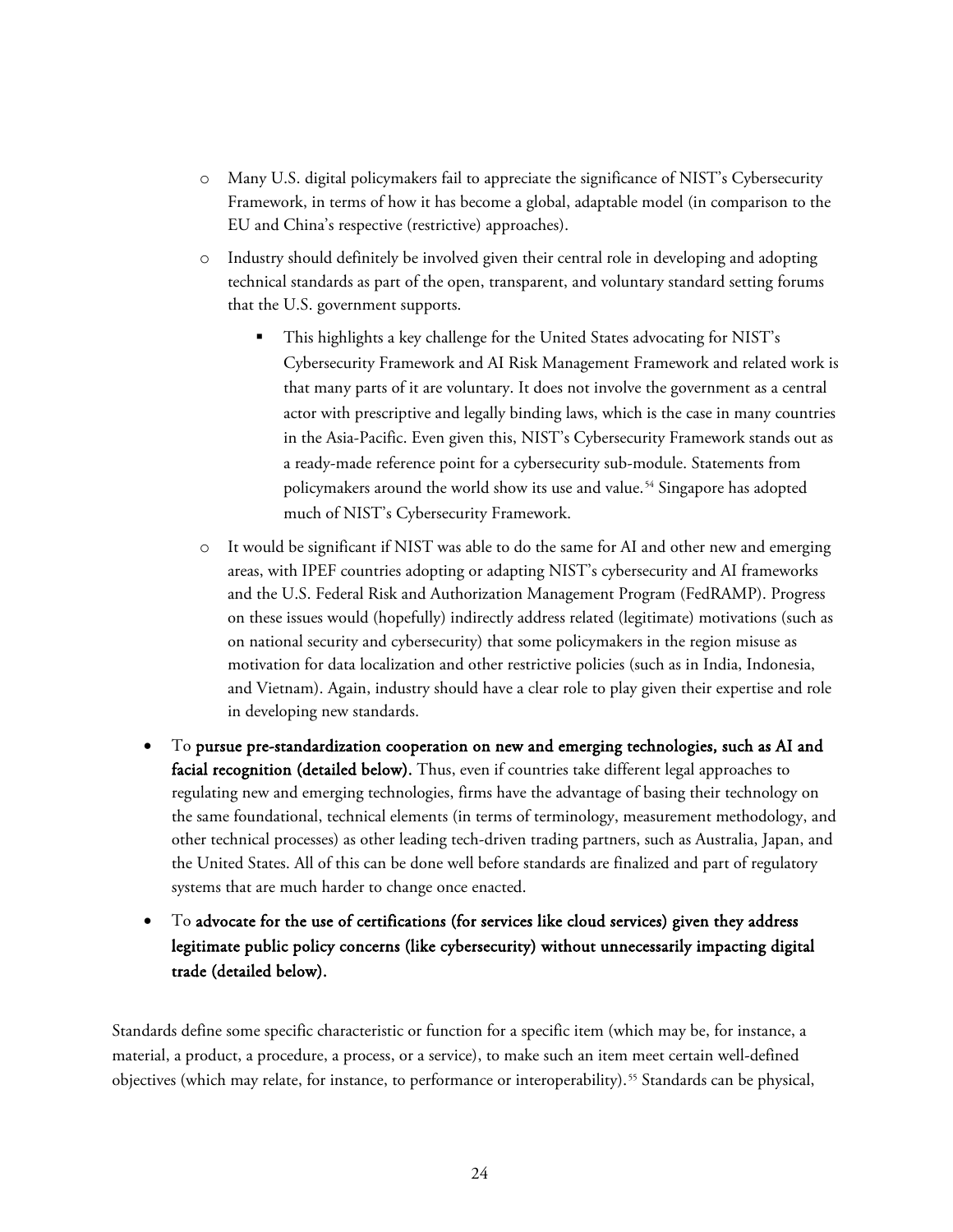- Many U.S. digital policymakers fail to appreciate the significance of NIST's Cybersecurity Framework, in terms of how it has become a global, adaptable model (in comparison to the EU and China's respective (restrictive) approaches).
- Industry should definitely be involved given their central role in developing and adopting technical standards as part of the open, transparent, and voluntary standard setting forums that the U.S. government supports.
  - This highlights a key challenge for the United States advocating for NIST's Cybersecurity Framework and AI Risk Management Framework and related work is that many parts of it are voluntary. It does not involve the government as a central actor with prescriptive and legally binding laws, which is the case in many countries in the Asia-Pacific. Even given this, NIST's Cybersecurity Framework stands out as a ready-made reference point for a cybersecurity sub-module. Statements from policymakers around the world show its use and value.[54] Singapore has adopted much of NIST's Cybersecurity Framework.
- It would be significant if NIST was able to do the same for AI and other new and emerging areas, with IPEF countries adopting or adapting NIST's cybersecurity and AI frameworks and the U.S. Federal Risk and Authorization Management Program (FedRAMP). Progress on these issues would (hopefully) indirectly address related (legitimate) motivations (such as on national security and cybersecurity) that some policymakers in the region misuse as motivation for data localization and other restrictive policies (such as in India, Indonesia, and Vietnam). Again, industry should have a clear role to play given their expertise and role in developing new standards.

- To **pursue pre-standardization cooperation on new and emerging technologies, such as AI and facial recognition (detailed below).** Thus, even if countries take different legal approaches to regulating new and emerging technologies, firms have the advantage of basing their technology on the same foundational, technical elements (in terms of terminology, measurement methodology, and other technical processes) as other leading tech-driven trading partners, such as Australia, Japan, and the United States. All of this can be done well before standards are finalized and part of regulatory systems that are much harder to change once enacted.
- To **advocate for the use of certifications (for services like cloud services) given they address legitimate public policy concerns (like cybersecurity) without unnecessarily impacting digital trade (detailed below).**

Standards define some specific characteristic or function for a specific item (which may be, for instance, a material, a product, a procedure, a process, or a service), to make such an item meet certain well-defined objectives (which may relate, for instance, to performance or interoperability).[55] Standards can be physical,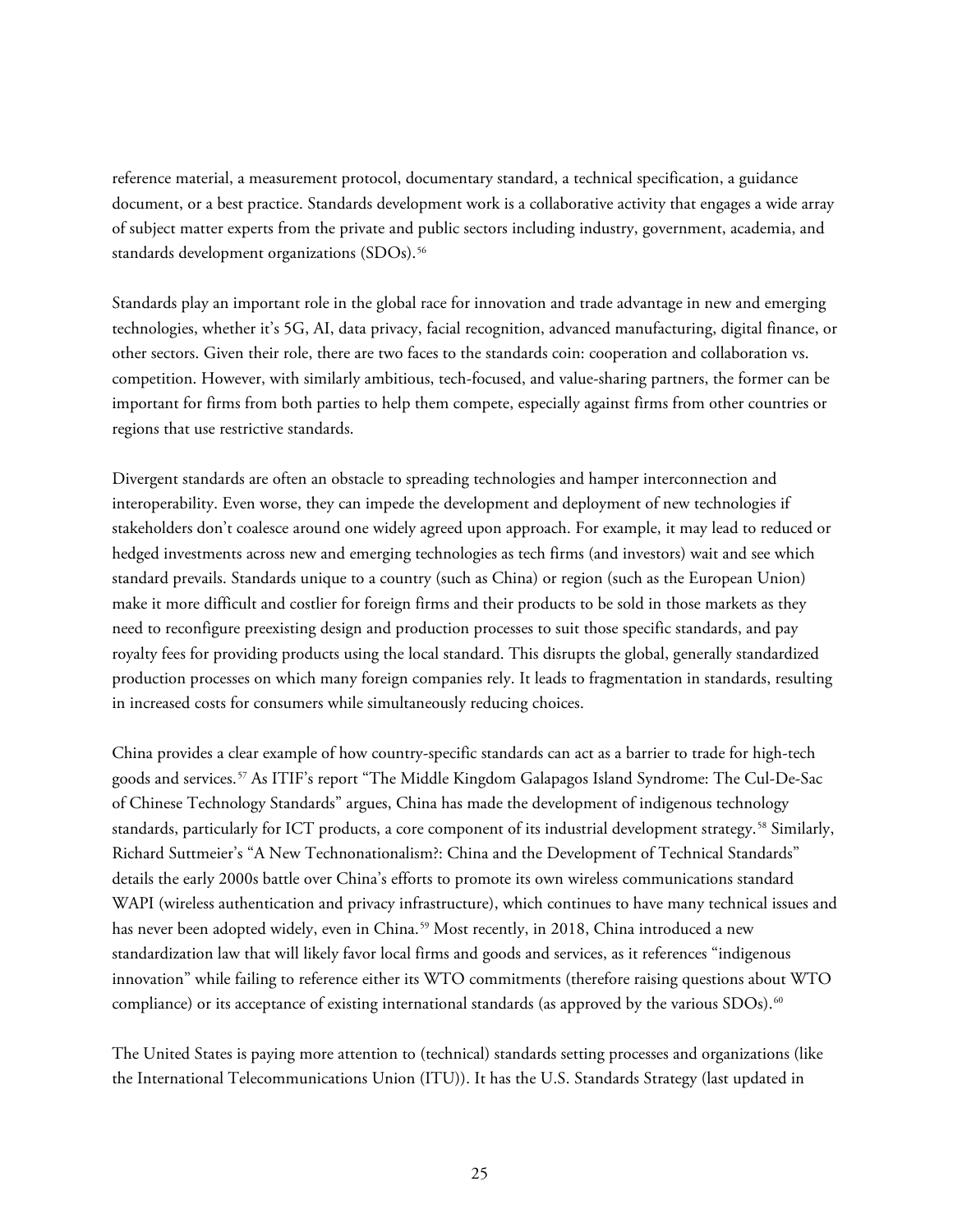reference material, a measurement protocol, documentary standard, a technical specification, a guidance document, or a best practice. Standards development work is a collaborative activity that engages a wide array of subject matter experts from the private and public sectors including industry, government, academia, and standards development organizations (SDOs).[56]

Standards play an important role in the global race for innovation and trade advantage in new and emerging technologies, whether it's 5G, AI, data privacy, facial recognition, advanced manufacturing, digital finance, or other sectors. Given their role, there are two faces to the standards coin: cooperation and collaboration vs. competition. However, with similarly ambitious, tech-focused, and value-sharing partners, the former can be important for firms from both parties to help them compete, especially against firms from other countries or regions that use restrictive standards.

Divergent standards are often an obstacle to spreading technologies and hamper interconnection and interoperability. Even worse, they can impede the development and deployment of new technologies if stakeholders don't coalesce around one widely agreed upon approach. For example, it may lead to reduced or hedged investments across new and emerging technologies as tech firms (and investors) wait and see which standard prevails. Standards unique to a country (such as China) or region (such as the European Union) make it more difficult and costlier for foreign firms and their products to be sold in those markets as they need to reconfigure preexisting design and production processes to suit those specific standards, and pay royalty fees for providing products using the local standard. This disrupts the global, generally standardized production processes on which many foreign companies rely. It leads to fragmentation in standards, resulting in increased costs for consumers while simultaneously reducing choices.

China provides a clear example of how country-specific standards can act as a barrier to trade for high-tech goods and services.[57] As ITIF's report "The Middle Kingdom Galapagos Island Syndrome: The Cul-De-Sac of Chinese Technology Standards" argues, China has made the development of indigenous technology standards, particularly for ICT products, a core component of its industrial development strategy.[58] Similarly, Richard Suttmeier's "A New Technonationalism?: China and the Development of Technical Standards" details the early 2000s battle over China's efforts to promote its own wireless communications standard WAPI (wireless authentication and privacy infrastructure), which continues to have many technical issues and has never been adopted widely, even in China.[59] Most recently, in 2018, China introduced a new standardization law that will likely favor local firms and goods and services, as it references "indigenous innovation" while failing to reference either its WTO commitments (therefore raising questions about WTO compliance) or its acceptance of existing international standards (as approved by the various SDOs).[60]

The United States is paying more attention to (technical) standards setting processes and organizations (like the International Telecommunications Union (ITU)). It has the U.S. Standards Strategy (last updated in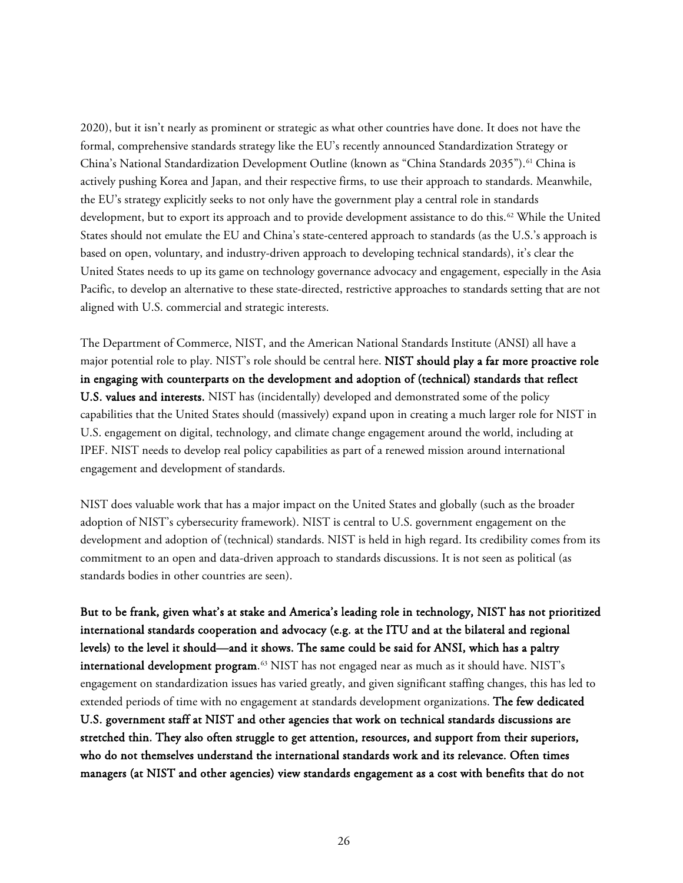2020), but it isn't nearly as prominent or strategic as what other countries have done. It does not have the formal, comprehensive standards strategy like the EU's recently announced Standardization Strategy or China's National Standardization Development Outline (known as "China Standards 2035").[61] China is actively pushing Korea and Japan, and their respective firms, to use their approach to standards. Meanwhile, the EU's strategy explicitly seeks to not only have the government play a central role in standards development, but to export its approach and to provide development assistance to do this.[62] While the United States should not emulate the EU and China's state-centered approach to standards (as the U.S.'s approach is based on open, voluntary, and industry-driven approach to developing technical standards), it's clear the United States needs to up its game on technology governance advocacy and engagement, especially in the Asia Pacific, to develop an alternative to these state-directed, restrictive approaches to standards setting that are not aligned with U.S. commercial and strategic interests.

The Department of Commerce, NIST, and the American National Standards Institute (ANSI) all have a major potential role to play. NIST's role should be central here. **NIST should play a far more proactive role in engaging with counterparts on the development and adoption of (technical) standards that reflect U.S. values and interests.** NIST has (incidentally) developed and demonstrated some of the policy capabilities that the United States should (massively) expand upon in creating a much larger role for NIST in U.S. engagement on digital, technology, and climate change engagement around the world, including at IPEF. NIST needs to develop real policy capabilities as part of a renewed mission around international engagement and development of standards.

NIST does valuable work that has a major impact on the United States and globally (such as the broader adoption of NIST's cybersecurity framework). NIST is central to U.S. government engagement on the development and adoption of (technical) standards. NIST is held in high regard. Its credibility comes from its commitment to an open and data-driven approach to standards discussions. It is not seen as political (as standards bodies in other countries are seen).

**But to be frank, given what's at stake and America's leading role in technology, NIST has not prioritized international standards cooperation and advocacy (e.g. at the ITU and at the bilateral and regional levels) to the level it should—and it shows. The same could be said for ANSI, which has a paltry international development program.**[63] NIST has not engaged near as much as it should have. NIST's engagement on standardization issues has varied greatly, and given significant staffing changes, this has led to extended periods of time with no engagement at standards development organizations. **The few dedicated U.S. government staff at NIST and other agencies that work on technical standards discussions are stretched thin. They also often struggle to get attention, resources, and support from their superiors, who do not themselves understand the international standards work and its relevance. Often times managers (at NIST and other agencies) view standards engagement as a cost with benefits that do not**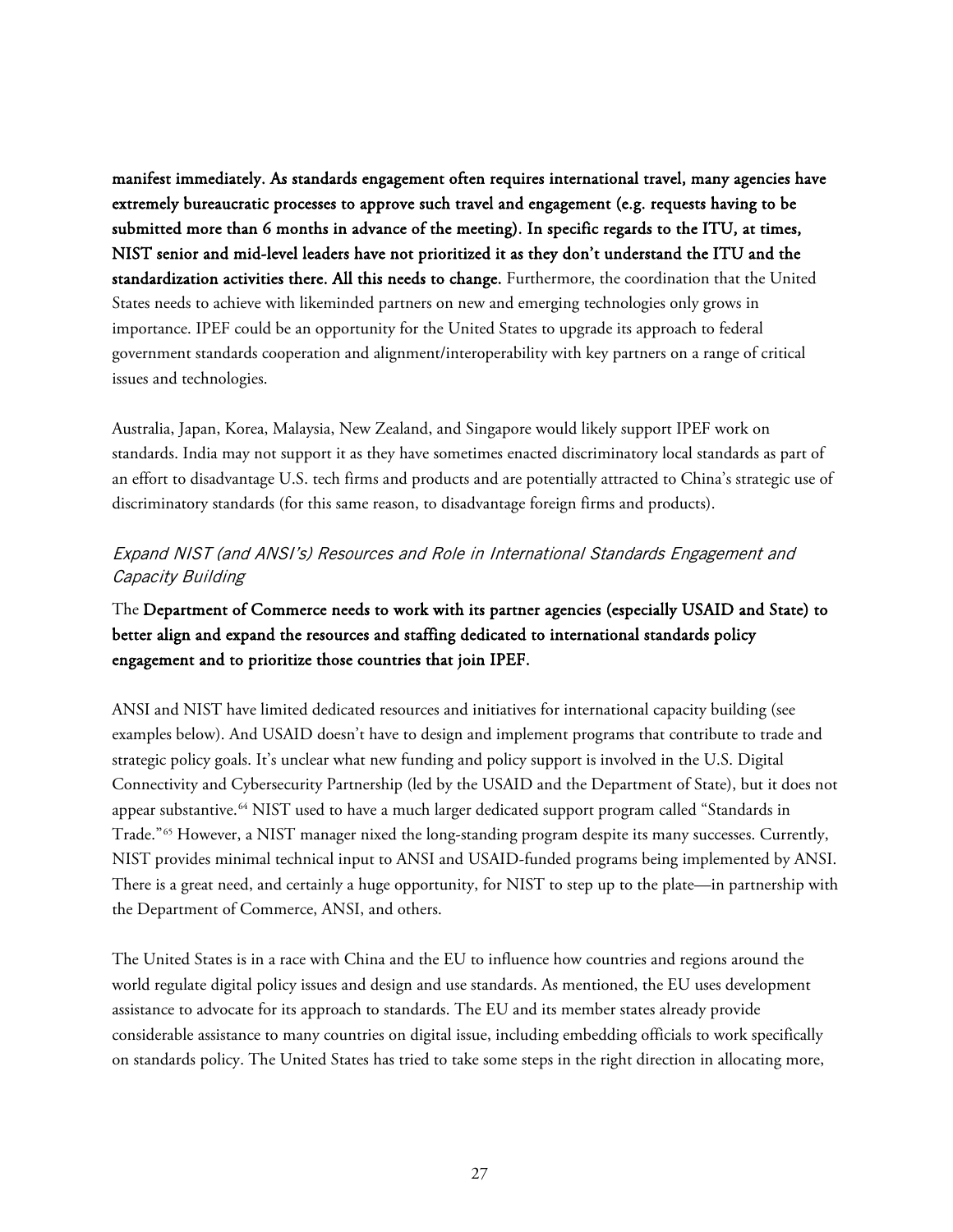**manifest immediately. As standards engagement often requires international travel, many agencies have extremely bureaucratic processes to approve such travel and engagement (e.g. requests having to be submitted more than 6 months in advance of the meeting). In specific regards to the ITU, at times, NIST senior and mid-level leaders have not prioritized it as they don't understand the ITU and the standardization activities there. All this needs to change.** Furthermore, the coordination that the United States needs to achieve with likeminded partners on new and emerging technologies only grows in importance. IPEF could be an opportunity for the United States to upgrade its approach to federal government standards cooperation and alignment/interoperability with key partners on a range of critical issues and technologies.

Australia, Japan, Korea, Malaysia, New Zealand, and Singapore would likely support IPEF work on standards. India may not support it as they have sometimes enacted discriminatory local standards as part of an effort to disadvantage U.S. tech firms and products and are potentially attracted to China's strategic use of discriminatory standards (for this same reason, to disadvantage foreign firms and products).

### *Expand NIST (and ANSI's) Resources and Role in International Standards Engagement and Capacity Building*

The **Department of Commerce needs to work with its partner agencies (especially USAID and State) to better align and expand the resources and staffing dedicated to international standards policy engagement and to prioritize those countries that join IPEF.**

ANSI and NIST have limited dedicated resources and initiatives for international capacity building (see examples below). And USAID doesn't have to design and implement programs that contribute to trade and strategic policy goals. It's unclear what new funding and policy support is involved in the U.S. Digital Connectivity and Cybersecurity Partnership (led by the USAID and the Department of State), but it does not appear substantive.[64] NIST used to have a much larger dedicated support program called "Standards in Trade."[65] However, a NIST manager nixed the long-standing program despite its many successes. Currently, NIST provides minimal technical input to ANSI and USAID-funded programs being implemented by ANSI. There is a great need, and certainly a huge opportunity, for NIST to step up to the plate—in partnership with the Department of Commerce, ANSI, and others.

The United States is in a race with China and the EU to influence how countries and regions around the world regulate digital policy issues and design and use standards. As mentioned, the EU uses development assistance to advocate for its approach to standards. The EU and its member states already provide considerable assistance to many countries on digital issue, including embedding officials to work specifically on standards policy. The United States has tried to take some steps in the right direction in allocating more,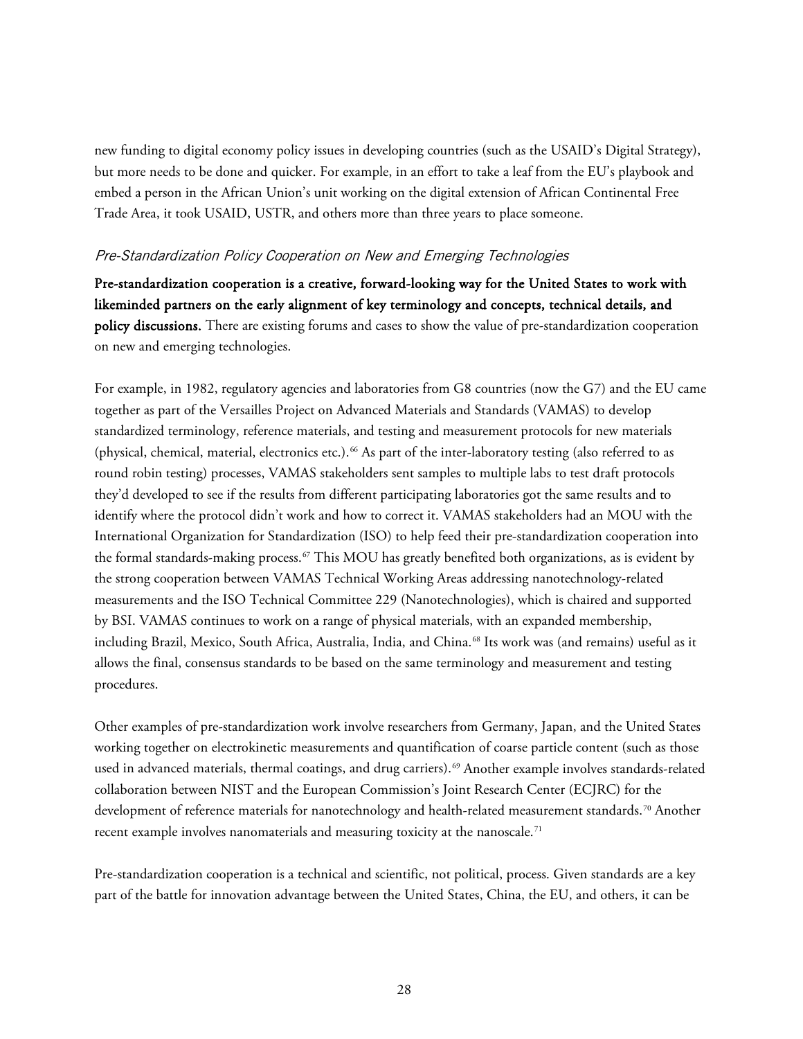new funding to digital economy policy issues in developing countries (such as the USAID's Digital Strategy), but more needs to be done and quicker. For example, in an effort to take a leaf from the EU's playbook and embed a person in the African Union's unit working on the digital extension of African Continental Free Trade Area, it took USAID, USTR, and others more than three years to place someone.

### *Pre-Standardization Policy Cooperation on New and Emerging Technologies*

**Pre-standardization cooperation is a creative, forward-looking way for the United States to work with likeminded partners on the early alignment of key terminology and concepts, technical details, and policy discussions.** There are existing forums and cases to show the value of pre-standardization cooperation on new and emerging technologies.

For example, in 1982, regulatory agencies and laboratories from G8 countries (now the G7) and the EU came together as part of the Versailles Project on Advanced Materials and Standards (VAMAS) to develop standardized terminology, reference materials, and testing and measurement protocols for new materials (physical, chemical, material, electronics etc.).[66] As part of the inter-laboratory testing (also referred to as round robin testing) processes, VAMAS stakeholders sent samples to multiple labs to test draft protocols they'd developed to see if the results from different participating laboratories got the same results and to identify where the protocol didn't work and how to correct it. VAMAS stakeholders had an MOU with the International Organization for Standardization (ISO) to help feed their pre-standardization cooperation into the formal standards-making process.[67] This MOU has greatly benefited both organizations, as is evident by the strong cooperation between VAMAS Technical Working Areas addressing nanotechnology-related measurements and the ISO Technical Committee 229 (Nanotechnologies), which is chaired and supported by BSI. VAMAS continues to work on a range of physical materials, with an expanded membership, including Brazil, Mexico, South Africa, Australia, India, and China.[68] Its work was (and remains) useful as it allows the final, consensus standards to be based on the same terminology and measurement and testing procedures.

Other examples of pre-standardization work involve researchers from Germany, Japan, and the United States working together on electrokinetic measurements and quantification of coarse particle content (such as those used in advanced materials, thermal coatings, and drug carriers).[69] Another example involves standards-related collaboration between NIST and the European Commission's Joint Research Center (ECJRC) for the development of reference materials for nanotechnology and health-related measurement standards.[70] Another recent example involves nanomaterials and measuring toxicity at the nanoscale.[71]

Pre-standardization cooperation is a technical and scientific, not political, process. Given standards are a key part of the battle for innovation advantage between the United States, China, the EU, and others, it can be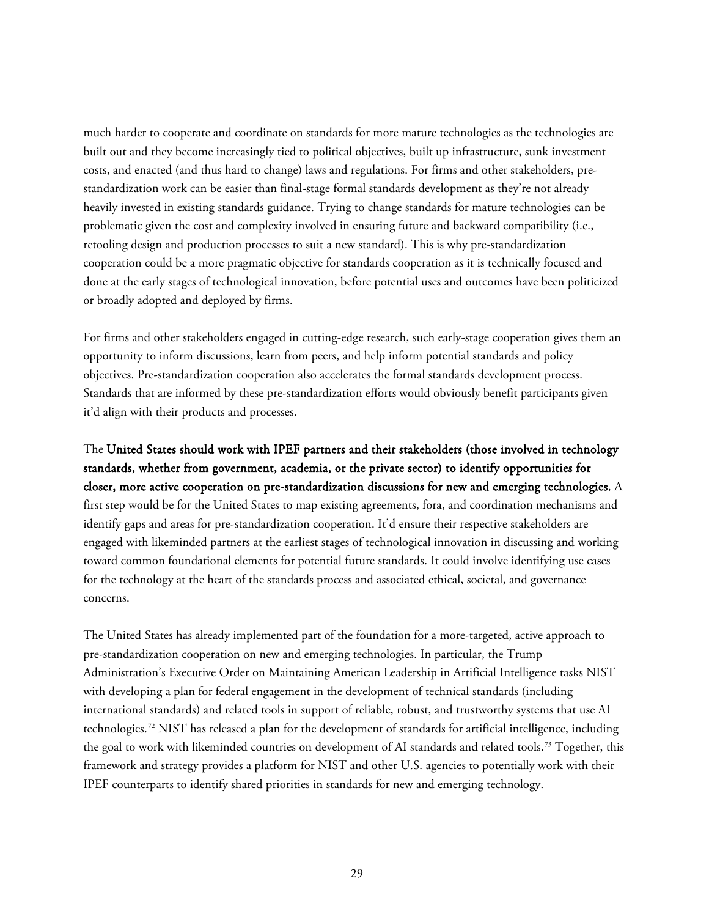much harder to cooperate and coordinate on standards for more mature technologies as the technologies are built out and they become increasingly tied to political objectives, built up infrastructure, sunk investment costs, and enacted (and thus hard to change) laws and regulations. For firms and other stakeholders, pre-standardization work can be easier than final-stage formal standards development as they're not already heavily invested in existing standards guidance. Trying to change standards for mature technologies can be problematic given the cost and complexity involved in ensuring future and backward compatibility (i.e., retooling design and production processes to suit a new standard). This is why pre-standardization cooperation could be a more pragmatic objective for standards cooperation as it is technically focused and done at the early stages of technological innovation, before potential uses and outcomes have been politicized or broadly adopted and deployed by firms.

For firms and other stakeholders engaged in cutting-edge research, such early-stage cooperation gives them an opportunity to inform discussions, learn from peers, and help inform potential standards and policy objectives. Pre-standardization cooperation also accelerates the formal standards development process. Standards that are informed by these pre-standardization efforts would obviously benefit participants given it'd align with their products and processes.

The **United States should work with IPEF partners and their stakeholders (those involved in technology standards, whether from government, academia, or the private sector) to identify opportunities for closer, more active cooperation on pre-standardization discussions for new and emerging technologies.** A first step would be for the United States to map existing agreements, fora, and coordination mechanisms and identify gaps and areas for pre-standardization cooperation. It'd ensure their respective stakeholders are engaged with likeminded partners at the earliest stages of technological innovation in discussing and working toward common foundational elements for potential future standards. It could involve identifying use cases for the technology at the heart of the standards process and associated ethical, societal, and governance concerns.

The United States has already implemented part of the foundation for a more-targeted, active approach to pre-standardization cooperation on new and emerging technologies. In particular, the Trump Administration's Executive Order on Maintaining American Leadership in Artificial Intelligence tasks NIST with developing a plan for federal engagement in the development of technical standards (including international standards) and related tools in support of reliable, robust, and trustworthy systems that use AI technologies.[72] NIST has released a plan for the development of standards for artificial intelligence, including the goal to work with likeminded countries on development of AI standards and related tools.[73] Together, this framework and strategy provides a platform for NIST and other U.S. agencies to potentially work with their IPEF counterparts to identify shared priorities in standards for new and emerging technology.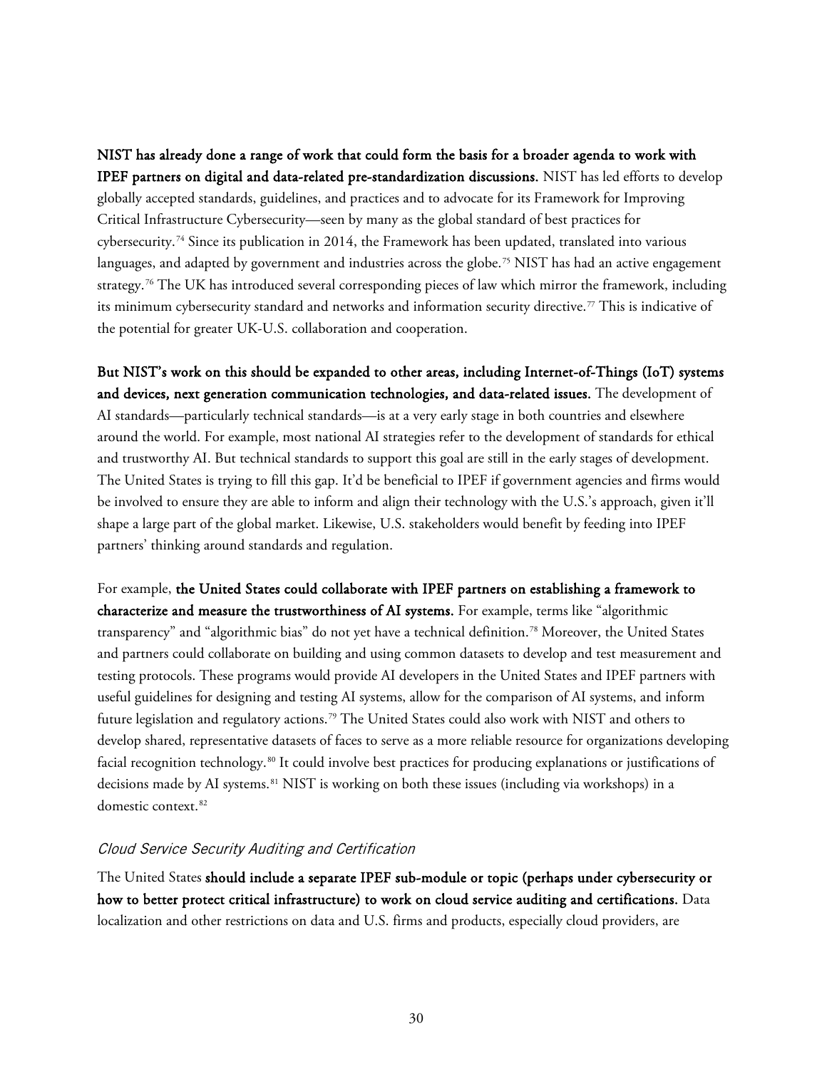**NIST has already done a range of work that could form the basis for a broader agenda to work with IPEF partners on digital and data-related pre-standardization discussions.** NIST has led efforts to develop globally accepted standards, guidelines, and practices and to advocate for its Framework for Improving Critical Infrastructure Cybersecurity—seen by many as the global standard of best practices for cybersecurity.[74] Since its publication in 2014, the Framework has been updated, translated into various languages, and adapted by government and industries across the globe.[75] NIST has had an active engagement strategy.[76] The UK has introduced several corresponding pieces of law which mirror the framework, including its minimum cybersecurity standard and networks and information security directive.[77] This is indicative of the potential for greater UK-U.S. collaboration and cooperation.

**But NIST's work on this should be expanded to other areas, including Internet-of-Things (IoT) systems and devices, next generation communication technologies, and data-related issues.** The development of AI standards—particularly technical standards—is at a very early stage in both countries and elsewhere around the world. For example, most national AI strategies refer to the development of standards for ethical and trustworthy AI. But technical standards to support this goal are still in the early stages of development. The United States is trying to fill this gap. It'd be beneficial to IPEF if government agencies and firms would be involved to ensure they are able to inform and align their technology with the U.S.'s approach, given it'll shape a large part of the global market. Likewise, U.S. stakeholders would benefit by feeding into IPEF partners' thinking around standards and regulation.

For example, **the United States could collaborate with IPEF partners on establishing a framework to characterize and measure the trustworthiness of AI systems.** For example, terms like "algorithmic transparency" and "algorithmic bias" do not yet have a technical definition.[78] Moreover, the United States and partners could collaborate on building and using common datasets to develop and test measurement and testing protocols. These programs would provide AI developers in the United States and IPEF partners with useful guidelines for designing and testing AI systems, allow for the comparison of AI systems, and inform future legislation and regulatory actions.[79] The United States could also work with NIST and others to develop shared, representative datasets of faces to serve as a more reliable resource for organizations developing facial recognition technology.[80] It could involve best practices for producing explanations or justifications of decisions made by AI systems.[81] NIST is working on both these issues (including via workshops) in a domestic context.[82]

### *Cloud Service Security Auditing and Certification*

The United States **should include a separate IPEF sub-module or topic (perhaps under cybersecurity or how to better protect critical infrastructure) to work on cloud service auditing and certifications.** Data localization and other restrictions on data and U.S. firms and products, especially cloud providers, are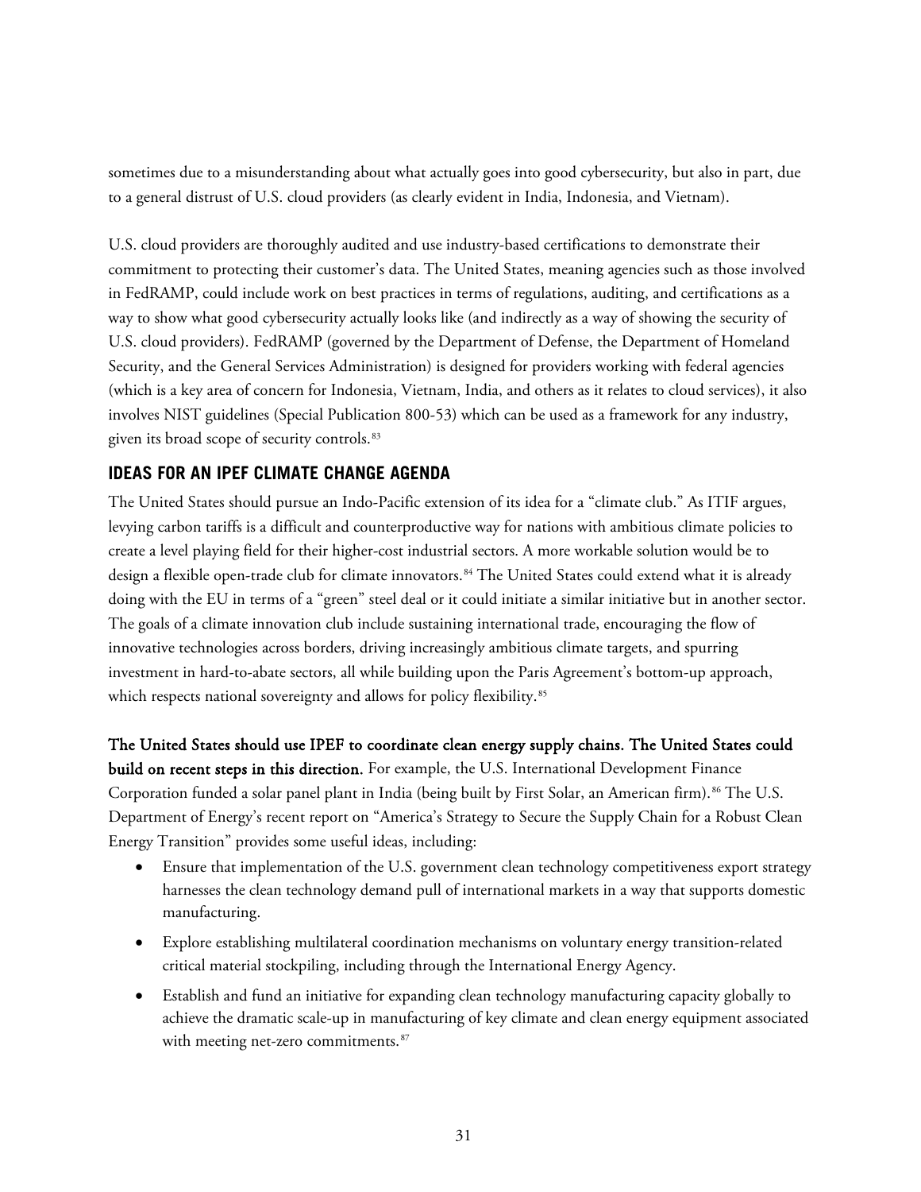sometimes due to a misunderstanding about what actually goes into good cybersecurity, but also in part, due to a general distrust of U.S. cloud providers (as clearly evident in India, Indonesia, and Vietnam).

U.S. cloud providers are thoroughly audited and use industry-based certifications to demonstrate their commitment to protecting their customer's data. The United States, meaning agencies such as those involved in FedRAMP, could include work on best practices in terms of regulations, auditing, and certifications as a way to show what good cybersecurity actually looks like (and indirectly as a way of showing the security of U.S. cloud providers). FedRAMP (governed by the Department of Defense, the Department of Homeland Security, and the General Services Administration) is designed for providers working with federal agencies (which is a key area of concern for Indonesia, Vietnam, India, and others as it relates to cloud services), it also involves NIST guidelines (Special Publication 800-53) which can be used as a framework for any industry, given its broad scope of security controls.[83]

## IDEAS FOR AN IPEF CLIMATE CHANGE AGENDA

The United States should pursue an Indo-Pacific extension of its idea for a "climate club." As ITIF argues, levying carbon tariffs is a difficult and counterproductive way for nations with ambitious climate policies to create a level playing field for their higher-cost industrial sectors. A more workable solution would be to design a flexible open-trade club for climate innovators.[84] The United States could extend what it is already doing with the EU in terms of a "green" steel deal or it could initiate a similar initiative but in another sector. The goals of a climate innovation club include sustaining international trade, encouraging the flow of innovative technologies across borders, driving increasingly ambitious climate targets, and spurring investment in hard-to-abate sectors, all while building upon the Paris Agreement's bottom-up approach, which respects national sovereignty and allows for policy flexibility.[85]

**The United States should use IPEF to coordinate clean energy supply chains. The United States could build on recent steps in this direction.** For example, the U.S. International Development Finance Corporation funded a solar panel plant in India (being built by First Solar, an American firm).[86] The U.S. Department of Energy's recent report on "America's Strategy to Secure the Supply Chain for a Robust Clean Energy Transition" provides some useful ideas, including:

- Ensure that implementation of the U.S. government clean technology competitiveness export strategy harnesses the clean technology demand pull of international markets in a way that supports domestic manufacturing.
- Explore establishing multilateral coordination mechanisms on voluntary energy transition-related critical material stockpiling, including through the International Energy Agency.
- Establish and fund an initiative for expanding clean technology manufacturing capacity globally to achieve the dramatic scale-up in manufacturing of key climate and clean energy equipment associated with meeting net-zero commitments.[87]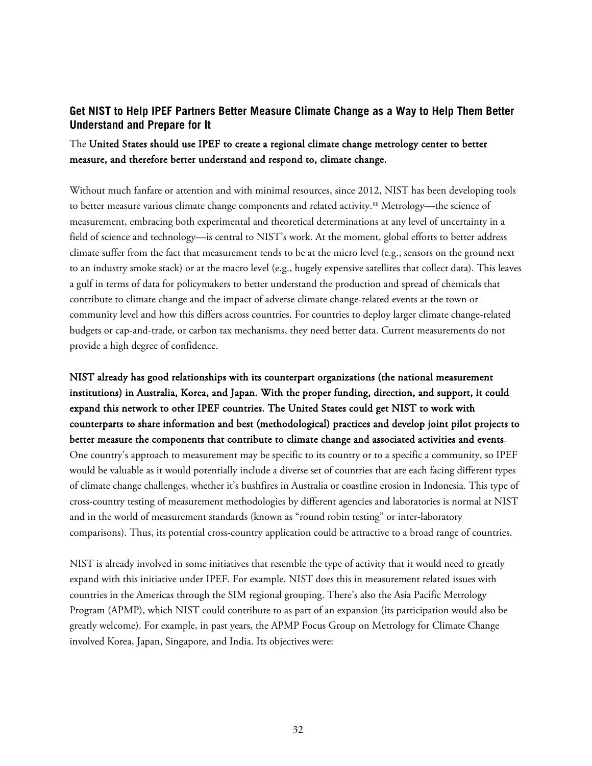### Get NIST to Help IPEF Partners Better Measure Climate Change as a Way to Help Them Better Understand and Prepare for It

The **United States should use IPEF to create a regional climate change metrology center to better measure, and therefore better understand and respond to, climate change.**

Without much fanfare or attention and with minimal resources, since 2012, NIST has been developing tools to better measure various climate change components and related activity.[88] Metrology—the science of measurement, embracing both experimental and theoretical determinations at any level of uncertainty in a field of science and technology—is central to NIST's work. At the moment, global efforts to better address climate suffer from the fact that measurement tends to be at the micro level (e.g., sensors on the ground next to an industry smoke stack) or at the macro level (e.g., hugely expensive satellites that collect data). This leaves a gulf in terms of data for policymakers to better understand the production and spread of chemicals that contribute to climate change and the impact of adverse climate change-related events at the town or community level and how this differs across countries. For countries to deploy larger climate change-related budgets or cap-and-trade, or carbon tax mechanisms, they need better data. Current measurements do not provide a high degree of confidence.

**NIST already has good relationships with its counterpart organizations (the national measurement institutions) in Australia, Korea, and Japan. With the proper funding, direction, and support, it could expand this network to other IPEF countries. The United States could get NIST to work with counterparts to share information and best (methodological) practices and develop joint pilot projects to better measure the components that contribute to climate change and associated activities and events**. One country's approach to measurement may be specific to its country or to a specific a community, so IPEF would be valuable as it would potentially include a diverse set of countries that are each facing different types of climate change challenges, whether it's bushfires in Australia or coastline erosion in Indonesia. This type of cross-country testing of measurement methodologies by different agencies and laboratories is normal at NIST and in the world of measurement standards (known as "round robin testing" or inter-laboratory comparisons). Thus, its potential cross-country application could be attractive to a broad range of countries.

NIST is already involved in some initiatives that resemble the type of activity that it would need to greatly expand with this initiative under IPEF. For example, NIST does this in measurement related issues with countries in the Americas through the SIM regional grouping. There's also the Asia Pacific Metrology Program (APMP), which NIST could contribute to as part of an expansion (its participation would also be greatly welcome). For example, in past years, the APMP Focus Group on Metrology for Climate Change involved Korea, Japan, Singapore, and India. Its objectives were: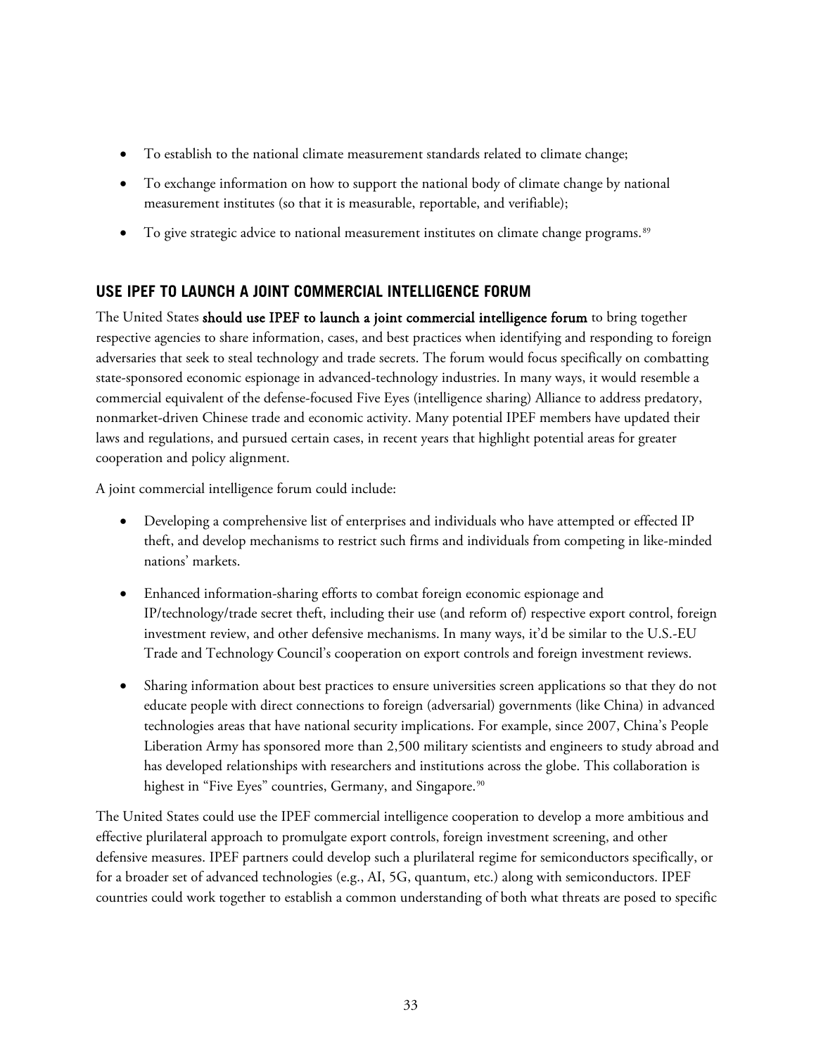- To establish to the national climate measurement standards related to climate change;
- To exchange information on how to support the national body of climate change by national measurement institutes (so that it is measurable, reportable, and verifiable);
- To give strategic advice to national measurement institutes on climate change programs.[89]

## USE IPEF TO LAUNCH A JOINT COMMERCIAL INTELLIGENCE FORUM

The United States **should use IPEF to launch a joint commercial intelligence forum** to bring together respective agencies to share information, cases, and best practices when identifying and responding to foreign adversaries that seek to steal technology and trade secrets. The forum would focus specifically on combatting state-sponsored economic espionage in advanced-technology industries. In many ways, it would resemble a commercial equivalent of the defense-focused Five Eyes (intelligence sharing) Alliance to address predatory, nonmarket-driven Chinese trade and economic activity. Many potential IPEF members have updated their laws and regulations, and pursued certain cases, in recent years that highlight potential areas for greater cooperation and policy alignment.

A joint commercial intelligence forum could include:

- Developing a comprehensive list of enterprises and individuals who have attempted or effected IP theft, and develop mechanisms to restrict such firms and individuals from competing in like-minded nations' markets.
- Enhanced information-sharing efforts to combat foreign economic espionage and IP/technology/trade secret theft, including their use (and reform of) respective export control, foreign investment review, and other defensive mechanisms. In many ways, it'd be similar to the U.S.-EU Trade and Technology Council's cooperation on export controls and foreign investment reviews.
- Sharing information about best practices to ensure universities screen applications so that they do not educate people with direct connections to foreign (adversarial) governments (like China) in advanced technologies areas that have national security implications. For example, since 2007, China's People Liberation Army has sponsored more than 2,500 military scientists and engineers to study abroad and has developed relationships with researchers and institutions across the globe. This collaboration is highest in "Five Eyes" countries, Germany, and Singapore.[90]

The United States could use the IPEF commercial intelligence cooperation to develop a more ambitious and effective plurilateral approach to promulgate export controls, foreign investment screening, and other defensive measures. IPEF partners could develop such a plurilateral regime for semiconductors specifically, or for a broader set of advanced technologies (e.g., AI, 5G, quantum, etc.) along with semiconductors. IPEF countries could work together to establish a common understanding of both what threats are posed to specific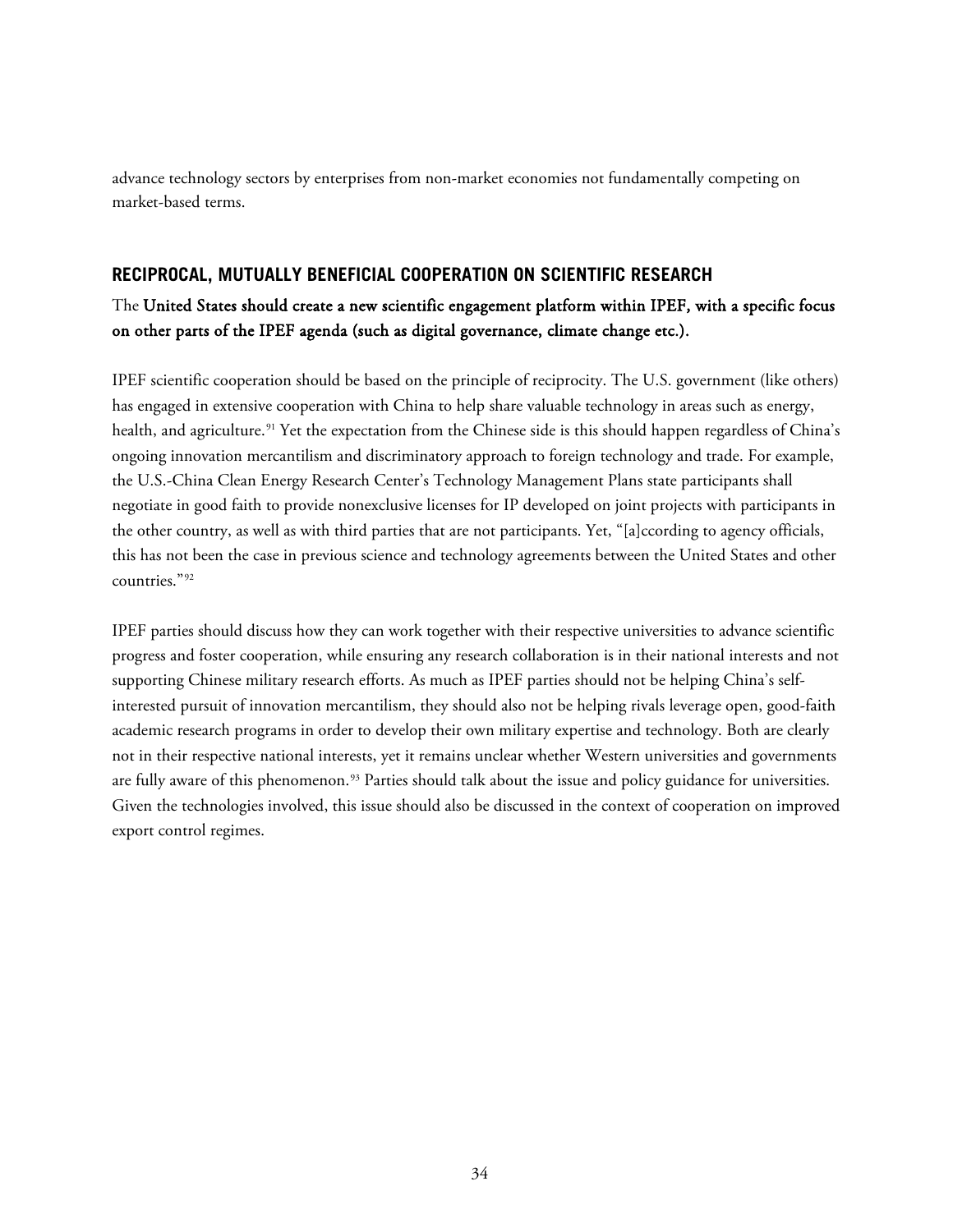advance technology sectors by enterprises from non-market economies not fundamentally competing on market-based terms.

## RECIPROCAL, MUTUALLY BENEFICIAL COOPERATION ON SCIENTIFIC RESEARCH

The **United States should create a new scientific engagement platform within IPEF, with a specific focus on other parts of the IPEF agenda (such as digital governance, climate change etc.).**

IPEF scientific cooperation should be based on the principle of reciprocity. The U.S. government (like others) has engaged in extensive cooperation with China to help share valuable technology in areas such as energy, health, and agriculture.[91] Yet the expectation from the Chinese side is this should happen regardless of China's ongoing innovation mercantilism and discriminatory approach to foreign technology and trade. For example, the U.S.-China Clean Energy Research Center's Technology Management Plans state participants shall negotiate in good faith to provide nonexclusive licenses for IP developed on joint projects with participants in the other country, as well as with third parties that are not participants. Yet, "[a]ccording to agency officials, this has not been the case in previous science and technology agreements between the United States and other countries."[92]

IPEF parties should discuss how they can work together with their respective universities to advance scientific progress and foster cooperation, while ensuring any research collaboration is in their national interests and not supporting Chinese military research efforts. As much as IPEF parties should not be helping China's self-interested pursuit of innovation mercantilism, they should also not be helping rivals leverage open, good-faith academic research programs in order to develop their own military expertise and technology. Both are clearly not in their respective national interests, yet it remains unclear whether Western universities and governments are fully aware of this phenomenon.[93] Parties should talk about the issue and policy guidance for universities. Given the technologies involved, this issue should also be discussed in the context of cooperation on improved export control regimes.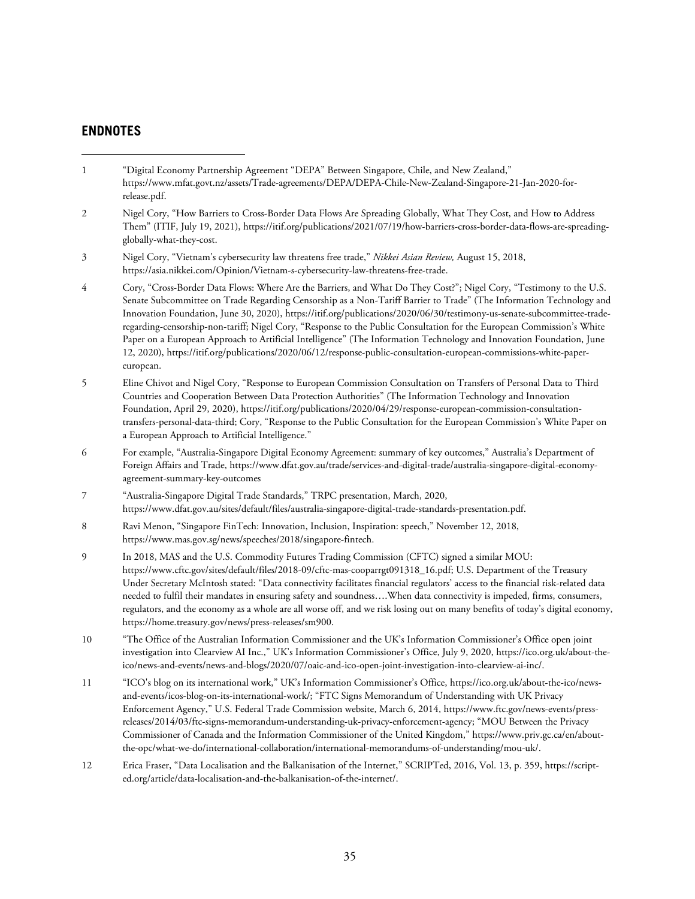## ENDNOTES

1. "Digital Economy Partnership Agreement "DEPA" Between Singapore, Chile, and New Zealand," https://www.mfat.govt.nz/assets/Trade-agreements/DEPA/DEPA-Chile-New-Zealand-Singapore-21-Jan-2020-for-release.pdf.

2. Nigel Cory, "How Barriers to Cross-Border Data Flows Are Spreading Globally, What They Cost, and How to Address Them" (ITIF, July 19, 2021), https://itif.org/publications/2021/07/19/how-barriers-cross-border-data-flows-are-spreading-globally-what-they-cost.

3. Nigel Cory, "Vietnam's cybersecurity law threatens free trade," *Nikkei Asian Review,* August 15, 2018, https://asia.nikkei.com/Opinion/Vietnam-s-cybersecurity-law-threatens-free-trade.

4. Cory, "Cross-Border Data Flows: Where Are the Barriers, and What Do They Cost?"; Nigel Cory, "Testimony to the U.S. Senate Subcommittee on Trade Regarding Censorship as a Non-Tariff Barrier to Trade" (The Information Technology and Innovation Foundation, June 30, 2020), https://itif.org/publications/2020/06/30/testimony-us-senate-subcommittee-trade-regarding-censorship-non-tariff; Nigel Cory, "Response to the Public Consultation for the European Commission's White Paper on a European Approach to Artificial Intelligence" (The Information Technology and Innovation Foundation, June 12, 2020), https://itif.org/publications/2020/06/12/response-public-consultation-european-commissions-white-paper-european.

5. Eline Chivot and Nigel Cory, "Response to European Commission Consultation on Transfers of Personal Data to Third Countries and Cooperation Between Data Protection Authorities" (The Information Technology and Innovation Foundation, April 29, 2020), https://itif.org/publications/2020/04/29/response-european-commission-consultation-transfers-personal-data-third; Cory, "Response to the Public Consultation for the European Commission's White Paper on a European Approach to Artificial Intelligence."

6. For example, "Australia-Singapore Digital Economy Agreement: summary of key outcomes," Australia's Department of Foreign Affairs and Trade, https://www.dfat.gov.au/trade/services-and-digital-trade/australia-singapore-digital-economy-agreement-summary-key-outcomes

7. "Australia-Singapore Digital Trade Standards," TRPC presentation, March, 2020, https://www.dfat.gov.au/sites/default/files/australia-singapore-digital-trade-standards-presentation.pdf.

8. Ravi Menon, "Singapore FinTech: Innovation, Inclusion, Inspiration: speech," November 12, 2018, https://www.mas.gov.sg/news/speeches/2018/singapore-fintech.

9. In 2018, MAS and the U.S. Commodity Futures Trading Commission (CFTC) signed a similar MOU: https://www.cftc.gov/sites/default/files/2018-09/cftc-mas-cooparrgt091318_16.pdf; U.S. Department of the Treasury Under Secretary McIntosh stated: "Data connectivity facilitates financial regulators' access to the financial risk-related data needed to fulfil their mandates in ensuring safety and soundness….When data connectivity is impeded, firms, consumers, regulators, and the economy as a whole are all worse off, and we risk losing out on many benefits of today's digital economy, https://home.treasury.gov/news/press-releases/sm900.

10. "The Office of the Australian Information Commissioner and the UK's Information Commissioner's Office open joint investigation into Clearview AI Inc.," UK's Information Commissioner's Office, July 9, 2020, https://ico.org.uk/about-the-ico/news-and-events/news-and-blogs/2020/07/oaic-and-ico-open-joint-investigation-into-clearview-ai-inc/.

11. "ICO's blog on its international work," UK's Information Commissioner's Office, https://ico.org.uk/about-the-ico/news-and-events/icos-blog-on-its-international-work/; "FTC Signs Memorandum of Understanding with UK Privacy Enforcement Agency," U.S. Federal Trade Commission website, March 6, 2014, https://www.ftc.gov/news-events/press-releases/2014/03/ftc-signs-memorandum-understanding-uk-privacy-enforcement-agency; "MOU Between the Privacy Commissioner of Canada and the Information Commissioner of the United Kingdom," https://www.priv.gc.ca/en/about-the-opc/what-we-do/international-collaboration/international-memorandums-of-understanding/mou-uk/.

12. Erica Fraser, "Data Localisation and the Balkanisation of the Internet," SCRIPTed, 2016, Vol. 13, p. 359, https://script-ed.org/article/data-localisation-and-the-balkanisation-of-the-internet/.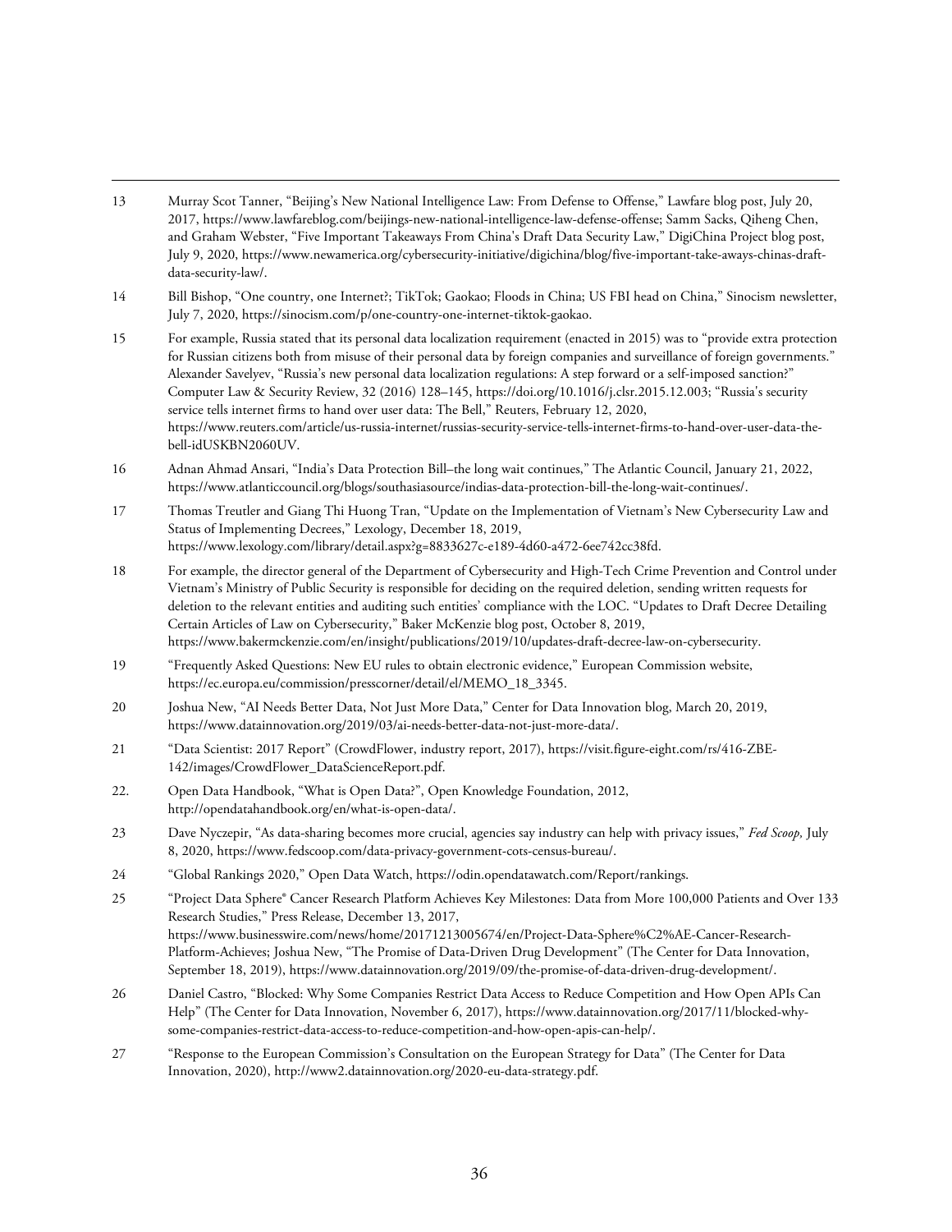13 Murray Scot Tanner, "Beijing's New National Intelligence Law: From Defense to Offense," Lawfare blog post, July 20, 2017, https://www.lawfareblog.com/beijings-new-national-intelligence-law-defense-offense; Samm Sacks, Qiheng Chen, and Graham Webster, "Five Important Takeaways From China's Draft Data Security Law," DigiChina Project blog post, July 9, 2020, https://www.newamerica.org/cybersecurity-initiative/digichina/blog/five-important-take-aways-chinas-draft-data-security-law/.

14 Bill Bishop, "One country, one Internet?; TikTok; Gaokao; Floods in China; US FBI head on China," Sinocism newsletter, July 7, 2020, https://sinocism.com/p/one-country-one-internet-tiktok-gaokao.

15 For example, Russia stated that its personal data localization requirement (enacted in 2015) was to "provide extra protection for Russian citizens both from misuse of their personal data by foreign companies and surveillance of foreign governments." Alexander Savelyev, "Russia's new personal data localization regulations: A step forward or a self-imposed sanction?" Computer Law & Security Review, 32 (2016) 128–145, https://doi.org/10.1016/j.clsr.2015.12.003; "Russia's security service tells internet firms to hand over user data: The Bell," Reuters, February 12, 2020, https://www.reuters.com/article/us-russia-internet/russias-security-service-tells-internet-firms-to-hand-over-user-data-the-bell-idUSKBN2060UV.

16 Adnan Ahmad Ansari, "India's Data Protection Bill–the long wait continues," The Atlantic Council, January 21, 2022, https://www.atlanticcouncil.org/blogs/southasiasource/indias-data-protection-bill-the-long-wait-continues/.

17 Thomas Treutler and Giang Thi Huong Tran, "Update on the Implementation of Vietnam's New Cybersecurity Law and Status of Implementing Decrees," Lexology, December 18, 2019, https://www.lexology.com/library/detail.aspx?g=8833627c-e189-4d60-a472-6ee742cc38fd.

18 For example, the director general of the Department of Cybersecurity and High-Tech Crime Prevention and Control under Vietnam's Ministry of Public Security is responsible for deciding on the required deletion, sending written requests for deletion to the relevant entities and auditing such entities' compliance with the LOC. "Updates to Draft Decree Detailing Certain Articles of Law on Cybersecurity," Baker McKenzie blog post, October 8, 2019, https://www.bakermckenzie.com/en/insight/publications/2019/10/updates-draft-decree-law-on-cybersecurity.

19 "Frequently Asked Questions: New EU rules to obtain electronic evidence," European Commission website, https://ec.europa.eu/commission/presscorner/detail/el/MEMO_18_3345.

20 Joshua New, "AI Needs Better Data, Not Just More Data," Center for Data Innovation blog, March 20, 2019, https://www.datainnovation.org/2019/03/ai-needs-better-data-not-just-more-data/.

21 "Data Scientist: 2017 Report" (CrowdFlower, industry report, 2017), https://visit.figure-eight.com/rs/416-ZBE-142/images/CrowdFlower_DataScienceReport.pdf.

22. Open Data Handbook, "What is Open Data?", Open Knowledge Foundation, 2012, http://opendatahandbook.org/en/what-is-open-data/.

23 Dave Nyczepir, "As data-sharing becomes more crucial, agencies say industry can help with privacy issues," *Fed Scoop,* July 8, 2020, https://www.fedscoop.com/data-privacy-government-cots-census-bureau/.

24 "Global Rankings 2020," Open Data Watch, https://odin.opendatawatch.com/Report/rankings.

25 "Project Data Sphere® Cancer Research Platform Achieves Key Milestones: Data from More 100,000 Patients and Over 133 Research Studies," Press Release, December 13, 2017, https://www.businesswire.com/news/home/20171213005674/en/Project-Data-Sphere%C2%AE-Cancer-Research-Platform-Achieves; Joshua New, "The Promise of Data-Driven Drug Development" (The Center for Data Innovation, September 18, 2019), https://www.datainnovation.org/2019/09/the-promise-of-data-driven-drug-development/.

26 Daniel Castro, "Blocked: Why Some Companies Restrict Data Access to Reduce Competition and How Open APIs Can Help" (The Center for Data Innovation, November 6, 2017), https://www.datainnovation.org/2017/11/blocked-why-some-companies-restrict-data-access-to-reduce-competition-and-how-open-apis-can-help/.

27 "Response to the European Commission's Consultation on the European Strategy for Data" (The Center for Data Innovation, 2020), http://www2.datainnovation.org/2020-eu-data-strategy.pdf.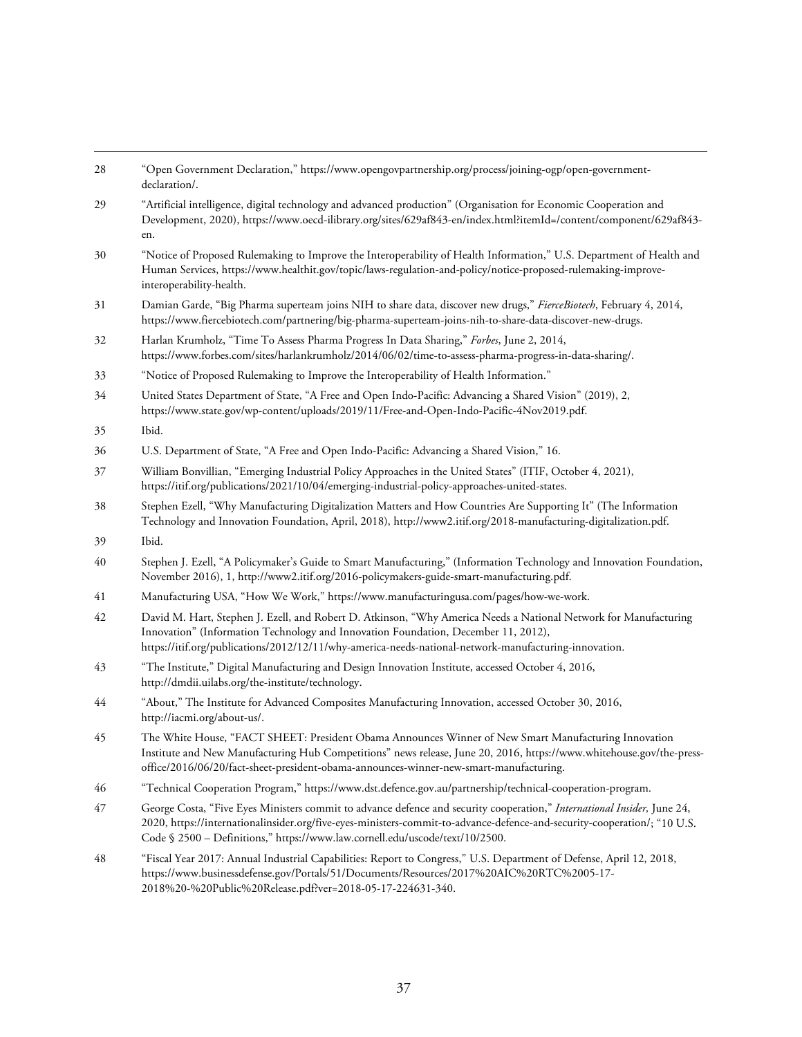28 "Open Government Declaration," https://www.opengovpartnership.org/process/joining-ogp/open-government-declaration/.

29 "Artificial intelligence, digital technology and advanced production" (Organisation for Economic Cooperation and Development, 2020), https://www.oecd-ilibrary.org/sites/629af843-en/index.html?itemId=/content/component/629af843-en.

30 "Notice of Proposed Rulemaking to Improve the Interoperability of Health Information," U.S. Department of Health and Human Services, https://www.healthit.gov/topic/laws-regulation-and-policy/notice-proposed-rulemaking-improve-interoperability-health.

31 Damian Garde, "Big Pharma superteam joins NIH to share data, discover new drugs," *FierceBiotech*, February 4, 2014, https://www.fiercebiotech.com/partnering/big-pharma-superteam-joins-nih-to-share-data-discover-new-drugs.

32 Harlan Krumholz, "Time To Assess Pharma Progress In Data Sharing," *Forbes*, June 2, 2014, https://www.forbes.com/sites/harlankrumholz/2014/06/02/time-to-assess-pharma-progress-in-data-sharing/.

33 "Notice of Proposed Rulemaking to Improve the Interoperability of Health Information."

34 United States Department of State, "A Free and Open Indo-Pacific: Advancing a Shared Vision" (2019), 2, https://www.state.gov/wp-content/uploads/2019/11/Free-and-Open-Indo-Pacific-4Nov2019.pdf.

35 Ibid.

36 U.S. Department of State, "A Free and Open Indo-Pacific: Advancing a Shared Vision," 16.

37 William Bonvillian, "Emerging Industrial Policy Approaches in the United States" (ITIF, October 4, 2021), https://itif.org/publications/2021/10/04/emerging-industrial-policy-approaches-united-states.

38 Stephen Ezell, "Why Manufacturing Digitalization Matters and How Countries Are Supporting It" (The Information Technology and Innovation Foundation, April, 2018), http://www2.itif.org/2018-manufacturing-digitalization.pdf.

39 Ibid.

40 Stephen J. Ezell, "A Policymaker's Guide to Smart Manufacturing," (Information Technology and Innovation Foundation, November 2016), 1, http://www2.itif.org/2016-policymakers-guide-smart-manufacturing.pdf.

41 Manufacturing USA, "How We Work," https://www.manufacturingusa.com/pages/how-we-work.

42 David M. Hart, Stephen J. Ezell, and Robert D. Atkinson, "Why America Needs a National Network for Manufacturing Innovation" (Information Technology and Innovation Foundation, December 11, 2012), https://itif.org/publications/2012/12/11/why-america-needs-national-network-manufacturing-innovation.

43 "The Institute," Digital Manufacturing and Design Innovation Institute, accessed October 4, 2016, http://dmdii.uilabs.org/the-institute/technology.

44 "About," The Institute for Advanced Composites Manufacturing Innovation, accessed October 30, 2016, http://iacmi.org/about-us/.

45 The White House, "FACT SHEET: President Obama Announces Winner of New Smart Manufacturing Innovation Institute and New Manufacturing Hub Competitions" news release, June 20, 2016, https://www.whitehouse.gov/the-press-office/2016/06/20/fact-sheet-president-obama-announces-winner-new-smart-manufacturing.

46 "Technical Cooperation Program," https://www.dst.defence.gov.au/partnership/technical-cooperation-program.

47 George Costa, "Five Eyes Ministers commit to advance defence and security cooperation," *International Insider,* June 24, 2020, https://internationalinsider.org/five-eyes-ministers-commit-to-advance-defence-and-security-cooperation/; "10 U.S. Code § 2500 – Definitions," https://www.law.cornell.edu/uscode/text/10/2500.

48 "Fiscal Year 2017: Annual Industrial Capabilities: Report to Congress," U.S. Department of Defense, April 12, 2018, https://www.businessdefense.gov/Portals/51/Documents/Resources/2017%20AIC%20RTC%2005-17-2018%20-%20Public%20Release.pdf?ver=2018-05-17-224631-340.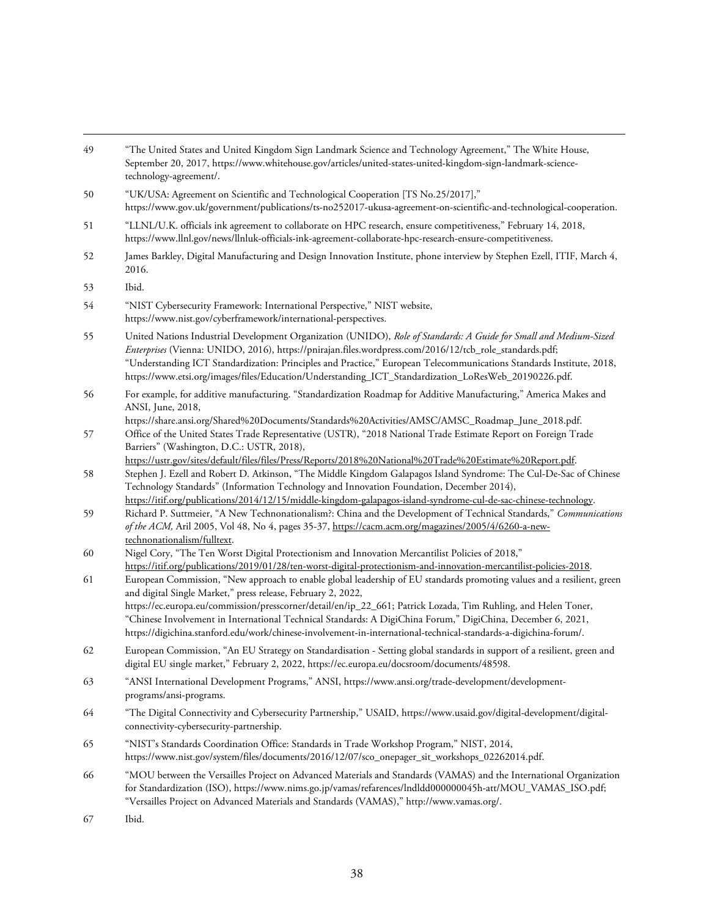49 "The United States and United Kingdom Sign Landmark Science and Technology Agreement," The White House, September 20, 2017, https://www.whitehouse.gov/articles/united-states-united-kingdom-sign-landmark-science-technology-agreement/.

50 "UK/USA: Agreement on Scientific and Technological Cooperation [TS No.25/2017]," https://www.gov.uk/government/publications/ts-no252017-ukusa-agreement-on-scientific-and-technological-cooperation.

51 "LLNL/U.K. officials ink agreement to collaborate on HPC research, ensure competitiveness," February 14, 2018, https://www.llnl.gov/news/llnluk-officials-ink-agreement-collaborate-hpc-research-ensure-competitiveness.

52 James Barkley, Digital Manufacturing and Design Innovation Institute, phone interview by Stephen Ezell, ITIF, March 4, 2016.

53 Ibid.

54 "NIST Cybersecurity Framework: International Perspective," NIST website, https://www.nist.gov/cyberframework/international-perspectives.

55 United Nations Industrial Development Organization (UNIDO), *Role of Standards: A Guide for Small and Medium-Sized Enterprises* (Vienna: UNIDO, 2016), https://pnirajan.files.wordpress.com/2016/12/tcb_role_standards.pdf; "Understanding ICT Standardization: Principles and Practice," European Telecommunications Standards Institute, 2018, https://www.etsi.org/images/files/Education/Understanding_ICT_Standardization_LoResWeb_20190226.pdf.

56 For example, for additive manufacturing. "Standardization Roadmap for Additive Manufacturing," America Makes and ANSI, June, 2018, https://share.ansi.org/Shared%20Documents/Standards%20Activities/AMSC/AMSC_Roadmap_June_2018.pdf.

57 Office of the United States Trade Representative (USTR), "2018 National Trade Estimate Report on Foreign Trade Barriers" (Washington, D.C.: USTR, 2018), https://ustr.gov/sites/default/files/files/Press/Reports/2018%20National%20Trade%20Estimate%20Report.pdf.

58 Stephen J. Ezell and Robert D. Atkinson, "The Middle Kingdom Galapagos Island Syndrome: The Cul-De-Sac of Chinese Technology Standards" (Information Technology and Innovation Foundation, December 2014), https://itif.org/publications/2014/12/15/middle-kingdom-galapagos-island-syndrome-cul-de-sac-chinese-technology.

59 Richard P. Suttmeier, "A New Technonationalism?: China and the Development of Technical Standards," *Communications of the ACM,* Aril 2005, Vol 48, No 4, pages 35-37, https://cacm.acm.org/magazines/2005/4/6260-a-new-technonationalism/fulltext.

60 Nigel Cory, "The Ten Worst Digital Protectionism and Innovation Mercantilist Policies of 2018," https://itif.org/publications/2019/01/28/ten-worst-digital-protectionism-and-innovation-mercantilist-policies-2018.

61 European Commission, "New approach to enable global leadership of EU standards promoting values and a resilient, green and digital Single Market," press release, February 2, 2022, https://ec.europa.eu/commission/presscorner/detail/en/ip_22_661; Patrick Lozada, Tim Ruhling, and Helen Toner, "Chinese Involvement in International Technical Standards: A DigiChina Forum," DigiChina, December 6, 2021, https://digichina.stanford.edu/work/chinese-involvement-in-international-technical-standards-a-digichina-forum/.

62 European Commission, "An EU Strategy on Standardisation - Setting global standards in support of a resilient, green and digital EU single market," February 2, 2022, https://ec.europa.eu/docsroom/documents/48598.

63 "ANSI International Development Programs," ANSI, https://www.ansi.org/trade-development/development-programs/ansi-programs.

64 "The Digital Connectivity and Cybersecurity Partnership," USAID, https://www.usaid.gov/digital-development/digital-connectivity-cybersecurity-partnership.

65 "NIST's Standards Coordination Office: Standards in Trade Workshop Program," NIST, 2014, https://www.nist.gov/system/files/documents/2016/12/07/sco_onepager_sit_workshops_02262014.pdf.

66 "MOU between the Versailles Project on Advanced Materials and Standards (VAMAS) and the International Organization for Standardization (ISO), https://www.nims.go.jp/vamas/refarences/lndldd000000045h-att/MOU_VAMAS_ISO.pdf; "Versailles Project on Advanced Materials and Standards (VAMAS)," http://www.vamas.org/.

67 Ibid.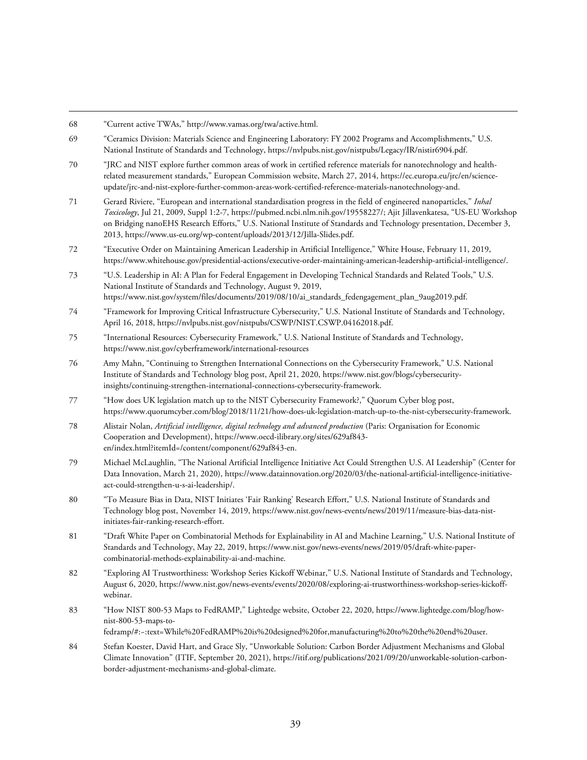68 "Current active TWAs," http://www.vamas.org/twa/active.html.

69 "Ceramics Division: Materials Science and Engineering Laboratory: FY 2002 Programs and Accomplishments," U.S. National Institute of Standards and Technology, https://nvlpubs.nist.gov/nistpubs/Legacy/IR/nistir6904.pdf.

70 "JRC and NIST explore further common areas of work in certified reference materials for nanotechnology and health-related measurement standards," European Commission website, March 27, 2014, https://ec.europa.eu/jrc/en/science-update/jrc-and-nist-explore-further-common-areas-work-certified-reference-materials-nanotechnology-and.

71 Gerard Riviere, "European and international standardisation progress in the field of engineered nanoparticles," *Inhal Toxicology*, Jul 21, 2009, Suppl 1:2-7, https://pubmed.ncbi.nlm.nih.gov/19558227/; Ajit Jillavenkatesa, "US-EU Workshop on Bridging nanoEHS Research Efforts," U.S. National Institute of Standards and Technology presentation, December 3, 2013, https://www.us-eu.org/wp-content/uploads/2013/12/Jilla-Slides.pdf.

72 "Executive Order on Maintaining American Leadership in Artificial Intelligence," White House, February 11, 2019, https://www.whitehouse.gov/presidential-actions/executive-order-maintaining-american-leadership-artificial-intelligence/.

73 "U.S. Leadership in AI: A Plan for Federal Engagement in Developing Technical Standards and Related Tools," U.S. National Institute of Standards and Technology, August 9, 2019, https://www.nist.gov/system/files/documents/2019/08/10/ai_standards_fedengagement_plan_9aug2019.pdf.

74 "Framework for Improving Critical Infrastructure Cybersecurity," U.S. National Institute of Standards and Technology, April 16, 2018, https://nvlpubs.nist.gov/nistpubs/CSWP/NIST.CSWP.04162018.pdf.

75 "International Resources: Cybersecurity Framework," U.S. National Institute of Standards and Technology, https://www.nist.gov/cyberframework/international-resources

76 Amy Mahn, "Continuing to Strengthen International Connections on the Cybersecurity Framework," U.S. National Institute of Standards and Technology blog post, April 21, 2020, https://www.nist.gov/blogs/cybersecurity-insights/continuing-strengthen-international-connections-cybersecurity-framework.

77 "How does UK legislation match up to the NIST Cybersecurity Framework?," Quorum Cyber blog post, https://www.quorumcyber.com/blog/2018/11/21/how-does-uk-legislation-match-up-to-the-nist-cybersecurity-framework.

78 Alistair Nolan, *Artificial intelligence, digital technology and advanced production* (Paris: Organisation for Economic Cooperation and Development), https://www.oecd-ilibrary.org/sites/629af843-en/index.html?itemId=/content/component/629af843-en.

79 Michael McLaughlin, "The National Artificial Intelligence Initiative Act Could Strengthen U.S. AI Leadership" (Center for Data Innovation, March 21, 2020), https://www.datainnovation.org/2020/03/the-national-artificial-intelligence-initiative-act-could-strengthen-u-s-ai-leadership/.

80 "To Measure Bias in Data, NIST Initiates 'Fair Ranking' Research Effort," U.S. National Institute of Standards and Technology blog post, November 14, 2019, https://www.nist.gov/news-events/news/2019/11/measure-bias-data-nist-initiates-fair-ranking-research-effort.

81 "Draft White Paper on Combinatorial Methods for Explainability in AI and Machine Learning," U.S. National Institute of Standards and Technology, May 22, 2019, https://www.nist.gov/news-events/news/2019/05/draft-white-paper-combinatorial-methods-explainability-ai-and-machine.

82 "Exploring AI Trustworthiness: Workshop Series Kickoff Webinar," U.S. National Institute of Standards and Technology, August 6, 2020, https://www.nist.gov/news-events/events/2020/08/exploring-ai-trustworthiness-workshop-series-kickoff-webinar.

83 "How NIST 800-53 Maps to FedRAMP," Lightedge website, October 22, 2020, https://www.lightedge.com/blog/how-nist-800-53-maps-to-fedramp/#:~:text=While%20FedRAMP%20is%20designed%20for,manufacturing%20to%20the%20end%20user.

84 Stefan Koester, David Hart, and Grace Sly, "Unworkable Solution: Carbon Border Adjustment Mechanisms and Global Climate Innovation" (ITIF, September 20, 2021), https://itif.org/publications/2021/09/20/unworkable-solution-carbon-border-adjustment-mechanisms-and-global-climate.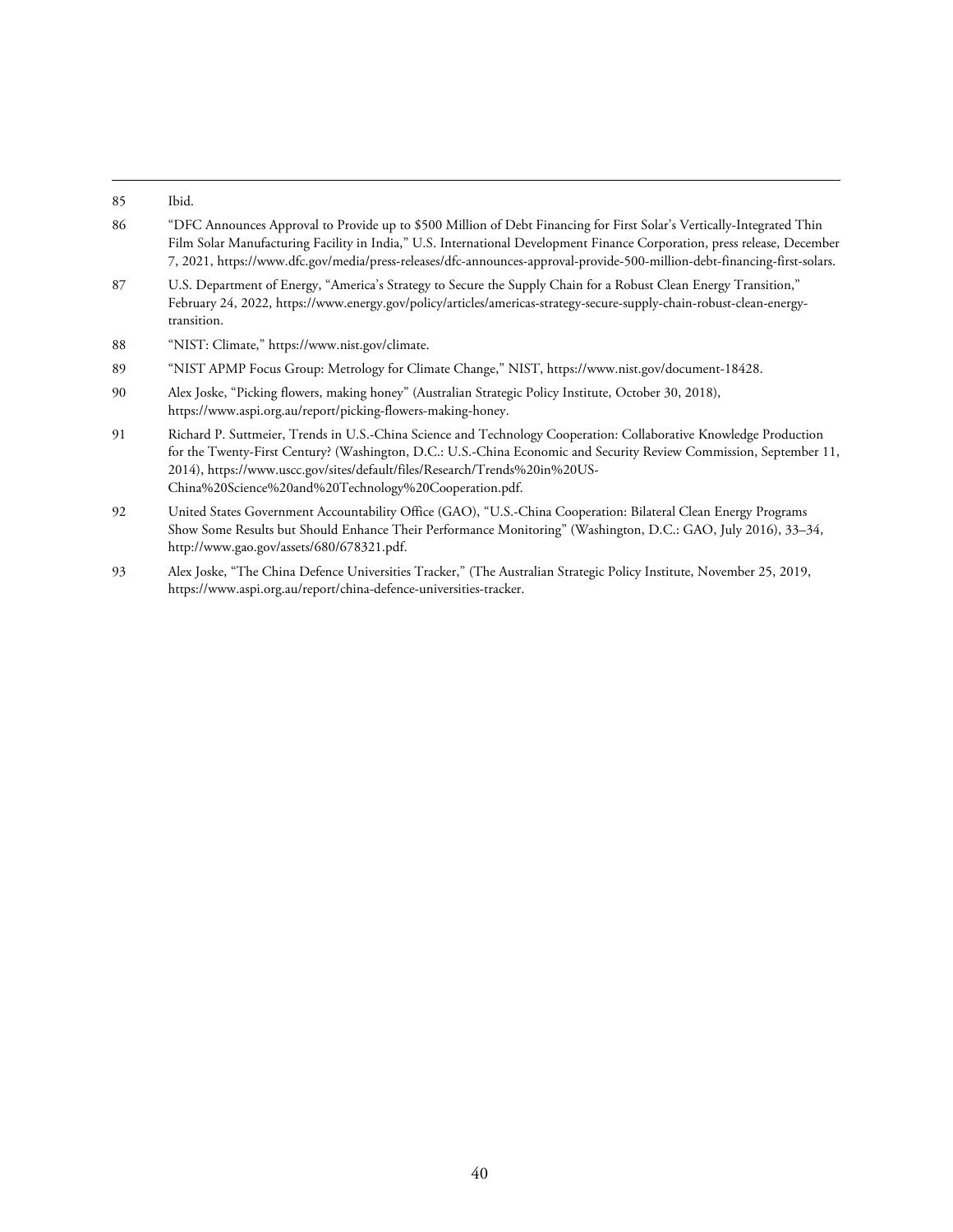85 Ibid.

86 "DFC Announces Approval to Provide up to $500 Million of Debt Financing for First Solar's Vertically-Integrated Thin Film Solar Manufacturing Facility in India," U.S. International Development Finance Corporation, press release, December 7, 2021, https://www.dfc.gov/media/press-releases/dfc-announces-approval-provide-500-million-debt-financing-first-solars.

87 U.S. Department of Energy, "America's Strategy to Secure the Supply Chain for a Robust Clean Energy Transition," February 24, 2022, https://www.energy.gov/policy/articles/americas-strategy-secure-supply-chain-robust-clean-energy-transition.

88 "NIST: Climate," https://www.nist.gov/climate.

89 "NIST APMP Focus Group: Metrology for Climate Change," NIST, https://www.nist.gov/document-18428.

90 Alex Joske, "Picking flowers, making honey" (Australian Strategic Policy Institute, October 30, 2018), https://www.aspi.org.au/report/picking-flowers-making-honey.

91 Richard P. Suttmeier, Trends in U.S.-China Science and Technology Cooperation: Collaborative Knowledge Production for the Twenty-First Century? (Washington, D.C.: U.S.-China Economic and Security Review Commission, September 11, 2014), https://www.uscc.gov/sites/default/files/Research/Trends%20in%20US-China%20Science%20and%20Technology%20Cooperation.pdf.

92 United States Government Accountability Office (GAO), "U.S.-China Cooperation: Bilateral Clean Energy Programs Show Some Results but Should Enhance Their Performance Monitoring" (Washington, D.C.: GAO, July 2016), 33–34, http://www.gao.gov/assets/680/678321.pdf.

93 Alex Joske, "The China Defence Universities Tracker," (The Australian Strategic Policy Institute, November 25, 2019, https://www.aspi.org.au/report/china-defence-universities-tracker.